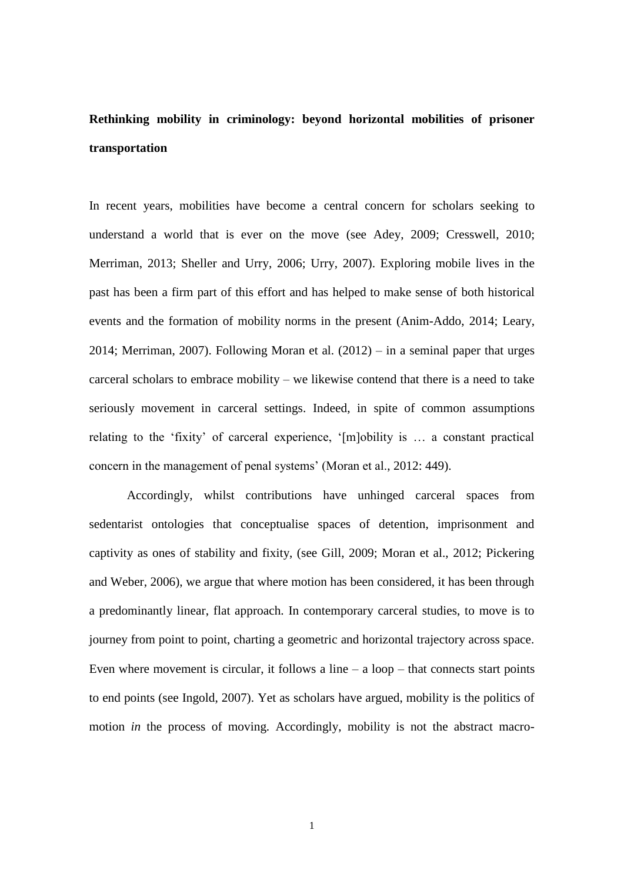# Rethinking mobility in criminology: beyond horizontal mobilities of prisoner transportation

In recent years, mobilities have become a central concern for scholars seeking to understand a world that is ever on the move (see Adey, 2009; Cresswell, 2010; Merriman, 2013; Sheller and Urry, 2006; Urry, 2007). Exploring mobile lives in the past has been a firm part of this effort and has helped to make sense of both historical events and the formation of mobility norms in the present (Anim-Addo, 2014; Leary, 2014; Merriman, 2007). Following Moran et al. (2012) – in a seminal paper that urges carceral scholars to embrace mobility – we likewise contend that there is a need to take seriously movement in carceral settings. Indeed, in spite of common assumptions relating to the 'fixity' of carceral experience, '[m]obility is … a constant practical concern in the management of penal systems' (Moran et al., 2012: 449).

Accordingly, whilst contributions have unhinged carceral spaces from sedentarist ontologies that conceptualise spaces of detention, imprisonment and captivity as ones of stability and fixity, (see Gill, 2009; Moran et al., 2012; Pickering and Weber, 2006), we argue that where motion has been considered, it has been through a predominantly linear, flat approach. In contemporary carceral studies, to move is to journey from point to point, charting a geometric and horizontal trajectory across space. Even where movement is circular, it follows a line – a loop – that connects start points to end points (see Ingold, 2007). Yet as scholars have argued, mobility is the politics of motion *in* the process of moving. Accordingly, mobility is not the abstract macro-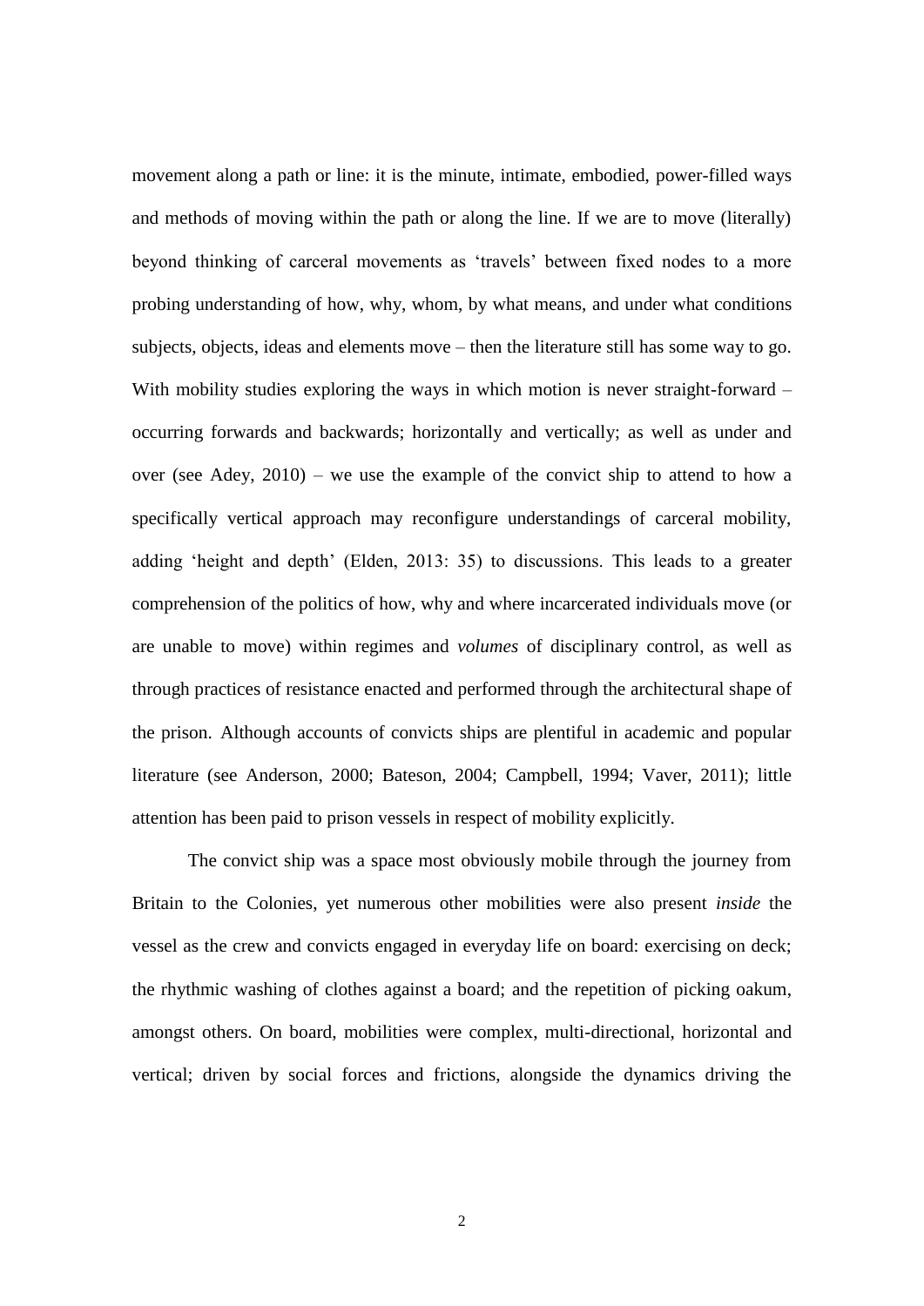movement along a path or line: it is the minute, intimate, embodied, power-filled ways and methods of moving within the path or along the line. If we are to move (literally) beyond thinking of carceral movements as 'travels' between fixed nodes to a more probing understanding of how, why, whom, by what means, and under what conditions subjects, objects, ideas and elements move – then the literature still has some way to go. With mobility studies exploring the ways in which motion is never straight-forward – occurring forwards and backwards; horizontally and vertically; as well as under and over (see Adey, 2010) – we use the example of the convict ship to attend to how a specifically vertical approach may reconfigure understandings of carceral mobility, adding 'height and depth' (Elden, 2013: 35) to discussions. This leads to a greater comprehension of the politics of how, why and where incarcerated individuals move (or are unable to move) within regimes and *volumes* of disciplinary control, as well as through practices of resistance enacted and performed through the architectural shape of the prison. Although accounts of convicts ships are plentiful in academic and popular literature (see Anderson, 2000; Bateson, 2004; Campbell, 1994; Vaver, 2011); little attention has been paid to prison vessels in respect of mobility explicitly.

The convict ship was a space most obviously mobile through the journey from Britain to the Colonies, yet numerous other mobilities were also present *inside* the vessel as the crew and convicts engaged in everyday life on board: exercising on deck; the rhythmic washing of clothes against a board; and the repetition of picking oakum, amongst others. On board, mobilities were complex, multi-directional, horizontal and vertical; driven by social forces and frictions, alongside the dynamics driving the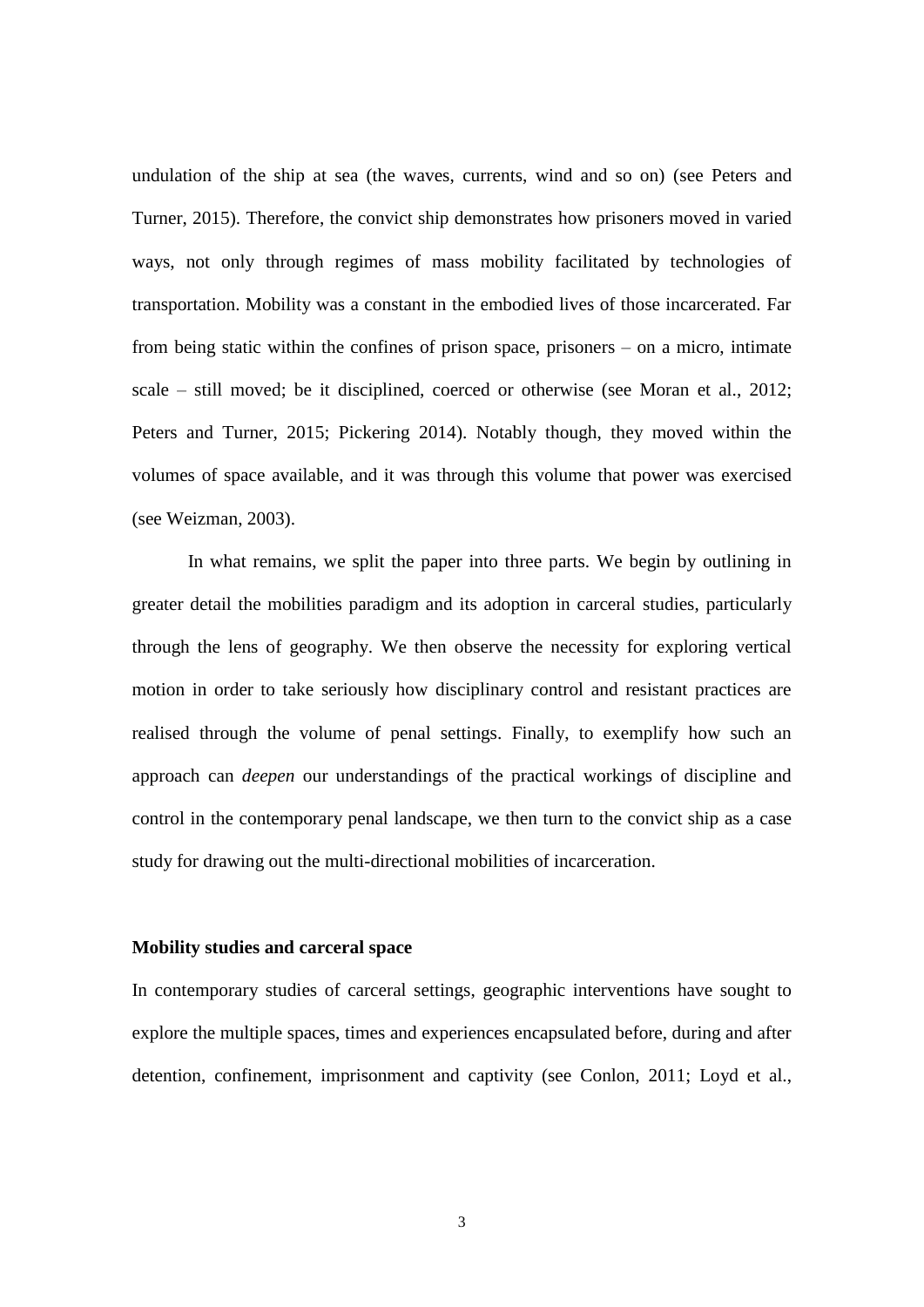undulation of the ship at sea (the waves, currents, wind and so on) (see Peters and Turner, 2015). Therefore, the convict ship demonstrates how prisoners moved in varied ways, not only through regimes of mass mobility facilitated by technologies of transportation. Mobility was a constant in the embodied lives of those incarcerated. Far from being static within the confines of prison space, prisoners – on a micro, intimate scale – still moved; be it disciplined, coerced or otherwise (see Moran et al., 2012; Peters and Turner, 2015; Pickering 2014). Notably though, they moved within the volumes of space available, and it was through this volume that power was exercised (see Weizman, 2003).

In what remains, we split the paper into three parts. We begin by outlining in greater detail the mobilities paradigm and its adoption in carceral studies, particularly through the lens of geography. We then observe the necessity for exploring vertical motion in order to take seriously how disciplinary control and resistant practices are realised through the volume of penal settings. Finally, to exemplify how such an approach can *deepen* our understandings of the practical workings of discipline and control in the contemporary penal landscape, we then turn to the convict ship as a case study for drawing out the multi-directional mobilities of incarceration.

**Mobility studies and carceral space**

In contemporary studies of carceral settings, geographic interventions have sought to explore the multiple spaces, times and experiences encapsulated before, during and after detention, confinement, imprisonment and captivity (see Conlon, 2011; Loyd et al.,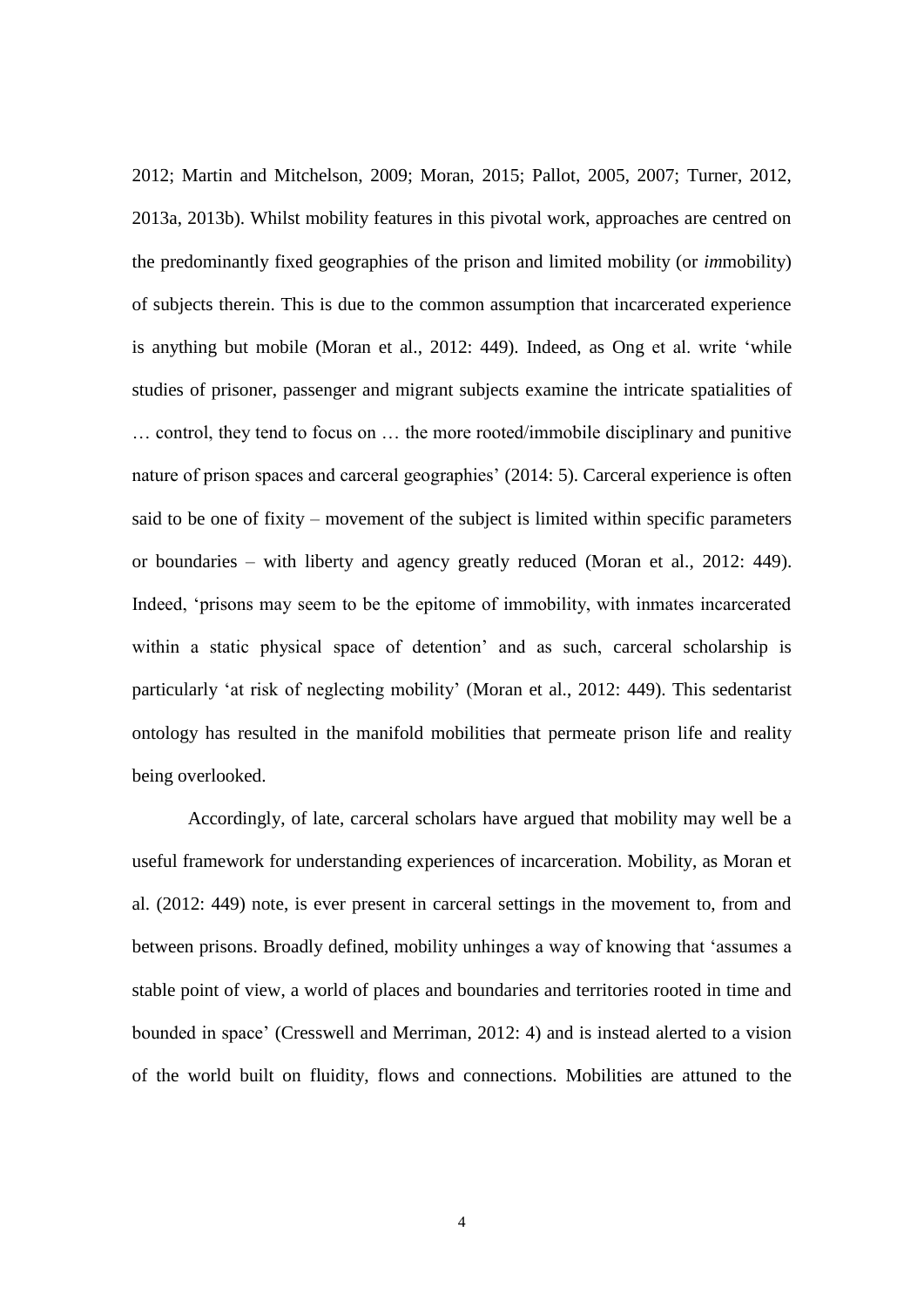2012; Martin and Mitchelson, 2009; Moran, 2015; Pallot, 2005, 2007; Turner, 2012, 2013a, 2013b). Whilst mobility features in this pivotal work, approaches are centred on the predominantly fixed geographies of the prison and limited mobility (or *im*mobility) of subjects therein. This is due to the common assumption that incarcerated experience is anything but mobile (Moran et al., 2012: 449). Indeed, as Ong et al. write 'while studies of prisoner, passenger and migrant subjects examine the intricate spatialities of … control, they tend to focus on … the more rooted/immobile disciplinary and punitive nature of prison spaces and carceral geographies' (2014: 5). Carceral experience is often said to be one of fixity – movement of the subject is limited within specific parameters or boundaries – with liberty and agency greatly reduced (Moran et al., 2012: 449). Indeed, 'prisons may seem to be the epitome of immobility, with inmates incarcerated within a static physical space of detention' and as such, carceral scholarship is particularly 'at risk of neglecting mobility' (Moran et al., 2012: 449). This sedentarist ontology has resulted in the manifold mobilities that permeate prison life and reality being overlooked.

Accordingly, of late, carceral scholars have argued that mobility may well be a useful framework for understanding experiences of incarceration. Mobility, as Moran et al. (2012: 449) note, is ever present in carceral settings in the movement to, from and between prisons. Broadly defined, mobility unhinges a way of knowing that 'assumes a stable point of view, a world of places and boundaries and territories rooted in time and bounded in space' (Cresswell and Merriman, 2012: 4) and is instead alerted to a vision of the world built on fluidity, flows and connections. Mobilities are attuned to the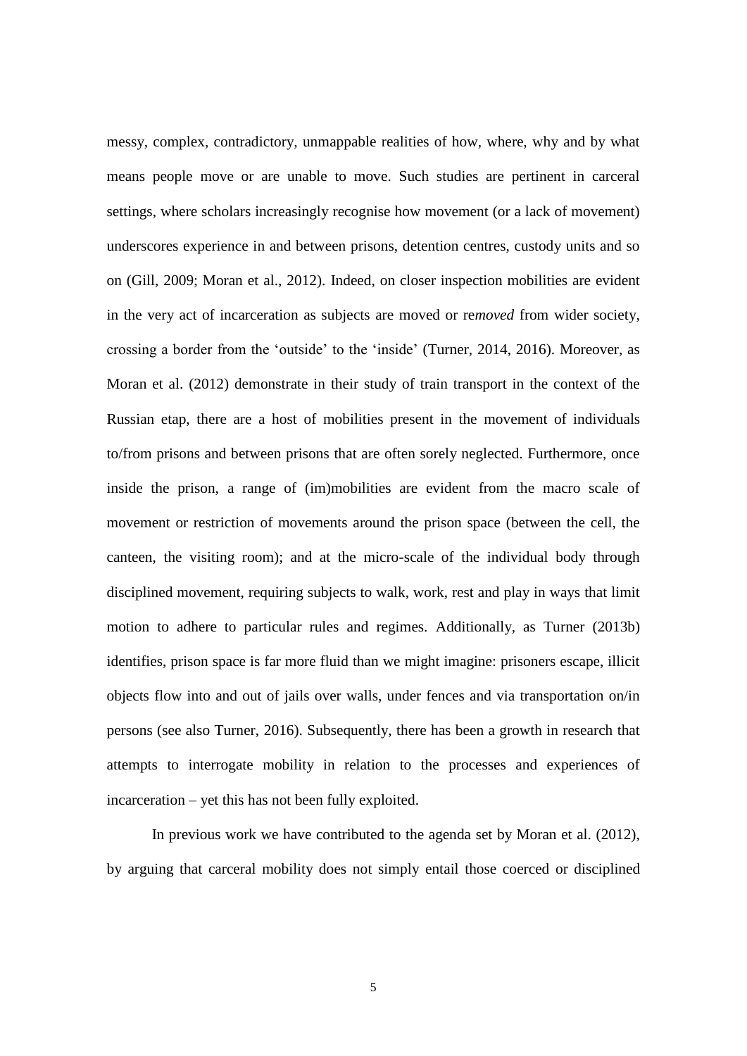messy, complex, contradictory, unmappable realities of how, where, why and by what means people move or are unable to move. Such studies are pertinent in carceral settings, where scholars increasingly recognise how movement (or a lack of movement) underscores experience in and between prisons, detention centres, custody units and so on (Gill, 2009; Moran et al., 2012). Indeed, on closer inspection mobilities are evident in the very act of incarceration as subjects are moved or re*moved* from wider society, crossing a border from the 'outside' to the 'inside' (Turner, 2014, 2016). Moreover, as Moran et al. (2012) demonstrate in their study of train transport in the context of the Russian etap, there are a host of mobilities present in the movement of individuals to/from prisons and between prisons that are often sorely neglected. Furthermore, once inside the prison, a range of (im)mobilities are evident from the macro scale of movement or restriction of movements around the prison space (between the cell, the canteen, the visiting room); and at the micro-scale of the individual body through disciplined movement, requiring subjects to walk, work, rest and play in ways that limit motion to adhere to particular rules and regimes. Additionally, as Turner (2013b) identifies, prison space is far more fluid than we might imagine: prisoners escape, illicit objects flow into and out of jails over walls, under fences and via transportation on/in persons (see also Turner, 2016). Subsequently, there has been a growth in research that attempts to interrogate mobility in relation to the processes and experiences of incarceration – yet this has not been fully exploited.

In previous work we have contributed to the agenda set by Moran et al. (2012), by arguing that carceral mobility does not simply entail those coerced or disciplined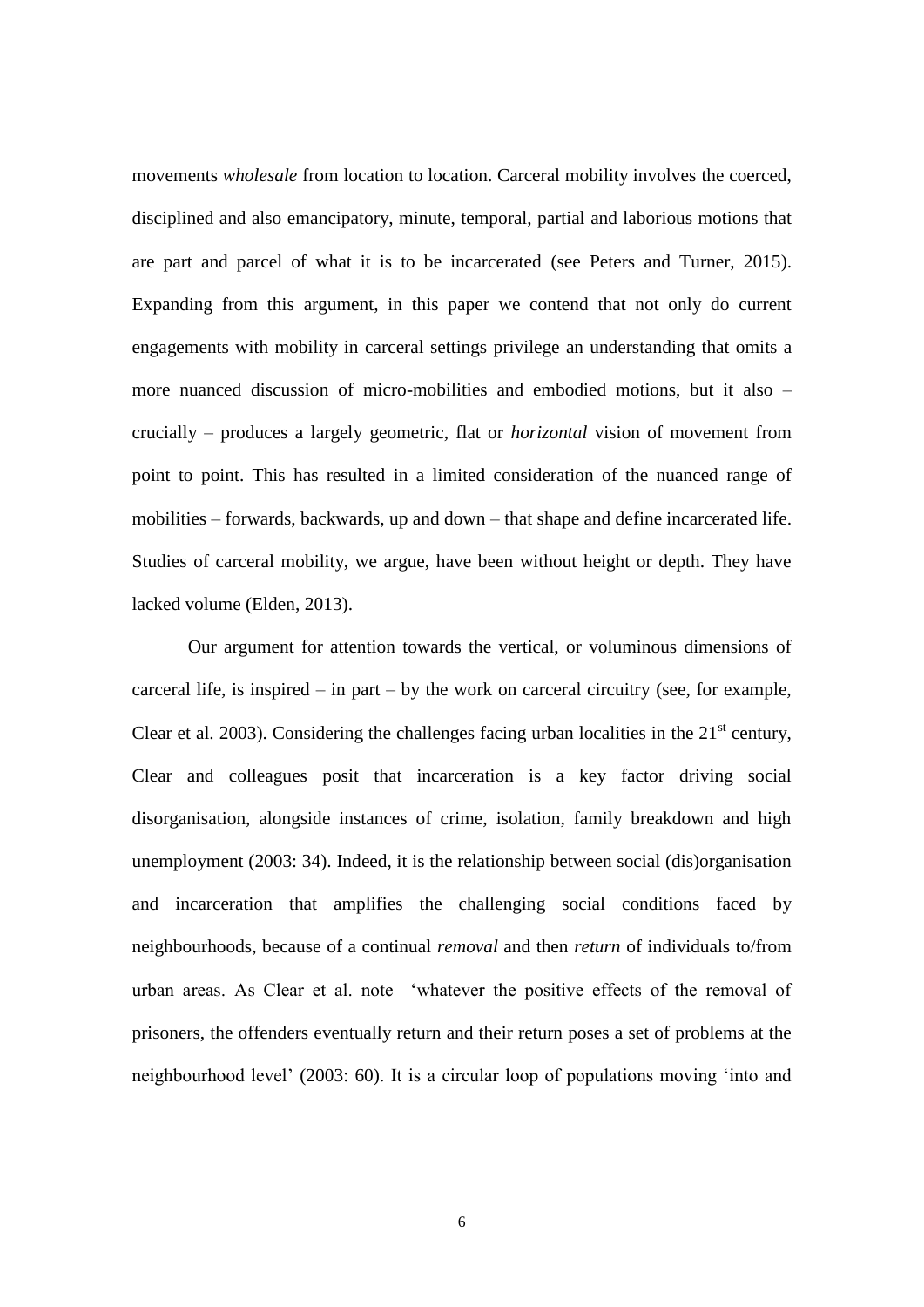movements *wholesale* from location to location. Carceral mobility involves the coerced, disciplined and also emancipatory, minute, temporal, partial and laborious motions that are part and parcel of what it is to be incarcerated (see Peters and Turner, 2015). Expanding from this argument, in this paper we contend that not only do current engagements with mobility in carceral settings privilege an understanding that omits a more nuanced discussion of micro-mobilities and embodied motions, but it also – crucially – produces a largely geometric, flat or *horizontal* vision of movement from point to point. This has resulted in a limited consideration of the nuanced range of mobilities – forwards, backwards, up and down – that shape and define incarcerated life. Studies of carceral mobility, we argue, have been without height or depth. They have lacked volume (Elden, 2013).

Our argument for attention towards the vertical, or voluminous dimensions of carceral life, is inspired – in part – by the work on carceral circuitry (see, for example, Clear et al. 2003). Considering the challenges facing urban localities in the 21st century, Clear and colleagues posit that incarceration is a key factor driving social disorganisation, alongside instances of crime, isolation, family breakdown and high unemployment (2003: 34). Indeed, it is the relationship between social (dis)organisation and incarceration that amplifies the challenging social conditions faced by neighbourhoods, because of a continual *removal* and then *return* of individuals to/from urban areas. As Clear et al. note 'whatever the positive effects of the removal of prisoners, the offenders eventually return and their return poses a set of problems at the neighbourhood level' (2003: 60). It is a circular loop of populations moving 'into and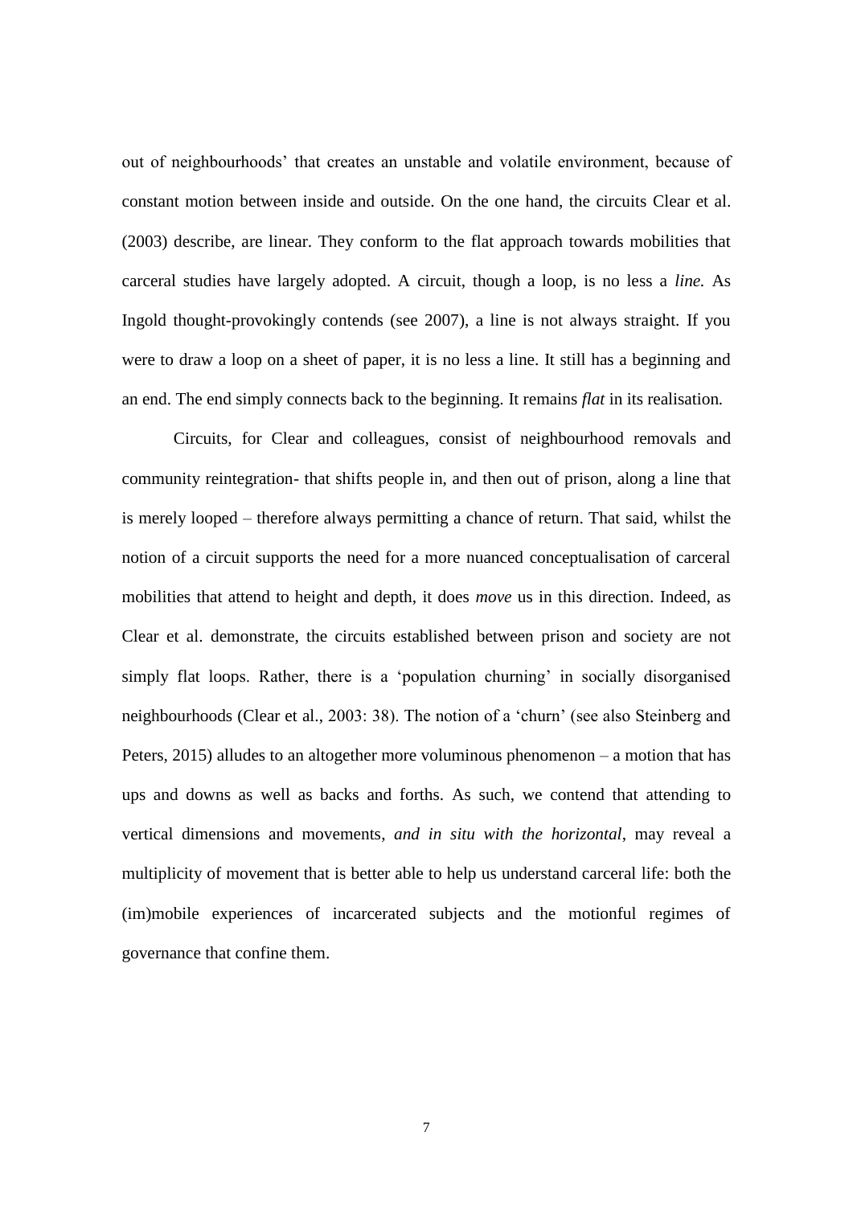out of neighbourhoods' that creates an unstable and volatile environment, because of constant motion between inside and outside. On the one hand, the circuits Clear et al. (2003) describe, are linear. They conform to the flat approach towards mobilities that carceral studies have largely adopted. A circuit, though a loop, is no less a *line.* As Ingold thought-provokingly contends (see 2007), a line is not always straight. If you were to draw a loop on a sheet of paper, it is no less a line. It still has a beginning and an end. The end simply connects back to the beginning. It remains *flat* in its realisation.

Circuits, for Clear and colleagues, consist of neighbourhood removals and community reintegration- that shifts people in, and then out of prison, along a line that is merely looped – therefore always permitting a chance of return. That said, whilst the notion of a circuit supports the need for a more nuanced conceptualisation of carceral mobilities that attend to height and depth, it does *move* us in this direction. Indeed, as Clear et al. demonstrate, the circuits established between prison and society are not simply flat loops. Rather, there is a 'population churning' in socially disorganised neighbourhoods (Clear et al., 2003: 38). The notion of a 'churn' (see also Steinberg and Peters, 2015) alludes to an altogether more voluminous phenomenon – a motion that has ups and downs as well as backs and forths. As such, we contend that attending to vertical dimensions and movements, *and in situ with the horizontal*, may reveal a multiplicity of movement that is better able to help us understand carceral life: both the (im)mobile experiences of incarcerated subjects and the motionful regimes of governance that confine them.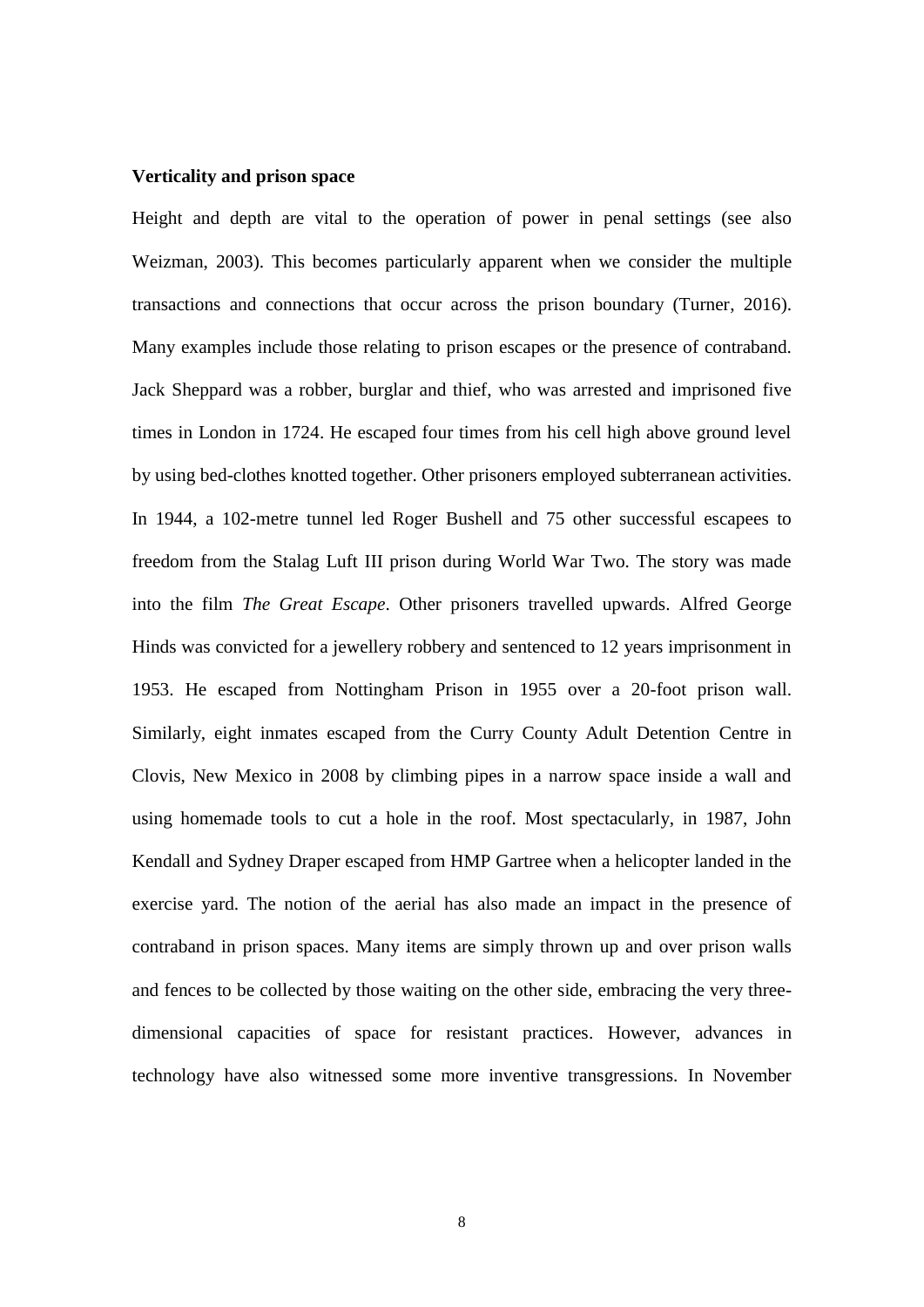## Verticality and prison space

Height and depth are vital to the operation of power in penal settings (see also Weizman, 2003). This becomes particularly apparent when we consider the multiple transactions and connections that occur across the prison boundary (Turner, 2016). Many examples include those relating to prison escapes or the presence of contraband. Jack Sheppard was a robber, burglar and thief, who was arrested and imprisoned five times in London in 1724. He escaped four times from his cell high above ground level by using bed-clothes knotted together. Other prisoners employed subterranean activities. In 1944, a 102-metre tunnel led Roger Bushell and 75 other successful escapees to freedom from the Stalag Luft III prison during World War Two. The story was made into the film *The Great Escape*. Other prisoners travelled upwards. Alfred George Hinds was convicted for a jewellery robbery and sentenced to 12 years imprisonment in 1953. He escaped from Nottingham Prison in 1955 over a 20-foot prison wall. Similarly, eight inmates escaped from the Curry County Adult Detention Centre in Clovis, New Mexico in 2008 by climbing pipes in a narrow space inside a wall and using homemade tools to cut a hole in the roof. Most spectacularly, in 1987, John Kendall and Sydney Draper escaped from HMP Gartree when a helicopter landed in the exercise yard. The notion of the aerial has also made an impact in the presence of contraband in prison spaces. Many items are simply thrown up and over prison walls and fences to be collected by those waiting on the other side, embracing the very three-dimensional capacities of space for resistant practices. However, advances in technology have also witnessed some more inventive transgressions. In November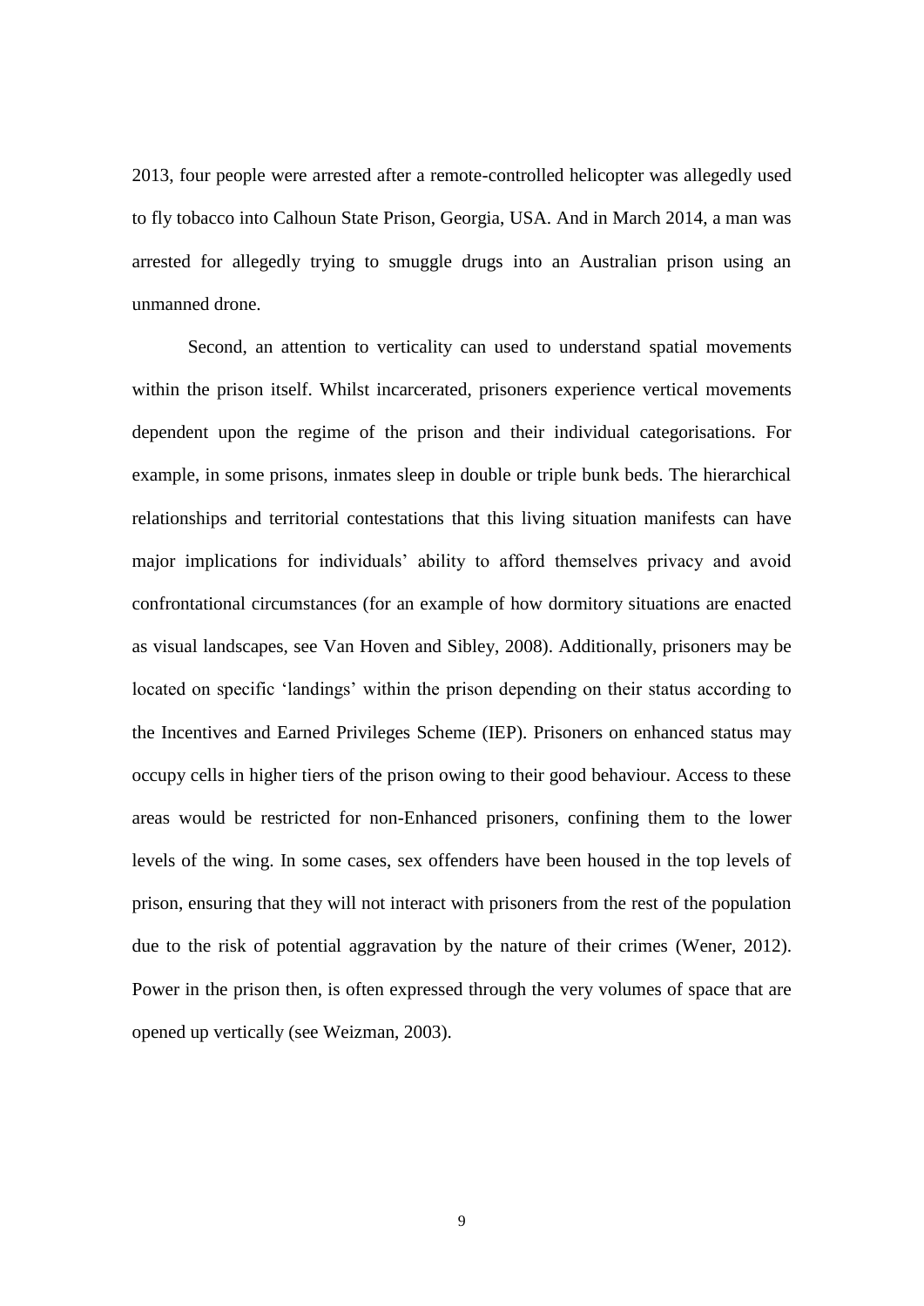2013, four people were arrested after a remote-controlled helicopter was allegedly used to fly tobacco into Calhoun State Prison, Georgia, USA. And in March 2014, a man was arrested for allegedly trying to smuggle drugs into an Australian prison using an unmanned drone.

Second, an attention to verticality can used to understand spatial movements within the prison itself. Whilst incarcerated, prisoners experience vertical movements dependent upon the regime of the prison and their individual categorisations. For example, in some prisons, inmates sleep in double or triple bunk beds. The hierarchical relationships and territorial contestations that this living situation manifests can have major implications for individuals' ability to afford themselves privacy and avoid confrontational circumstances (for an example of how dormitory situations are enacted as visual landscapes, see Van Hoven and Sibley, 2008). Additionally, prisoners may be located on specific 'landings' within the prison depending on their status according to the Incentives and Earned Privileges Scheme (IEP). Prisoners on enhanced status may occupy cells in higher tiers of the prison owing to their good behaviour. Access to these areas would be restricted for non-Enhanced prisoners, confining them to the lower levels of the wing. In some cases, sex offenders have been housed in the top levels of prison, ensuring that they will not interact with prisoners from the rest of the population due to the risk of potential aggravation by the nature of their crimes (Wener, 2012). Power in the prison then, is often expressed through the very volumes of space that are opened up vertically (see Weizman, 2003).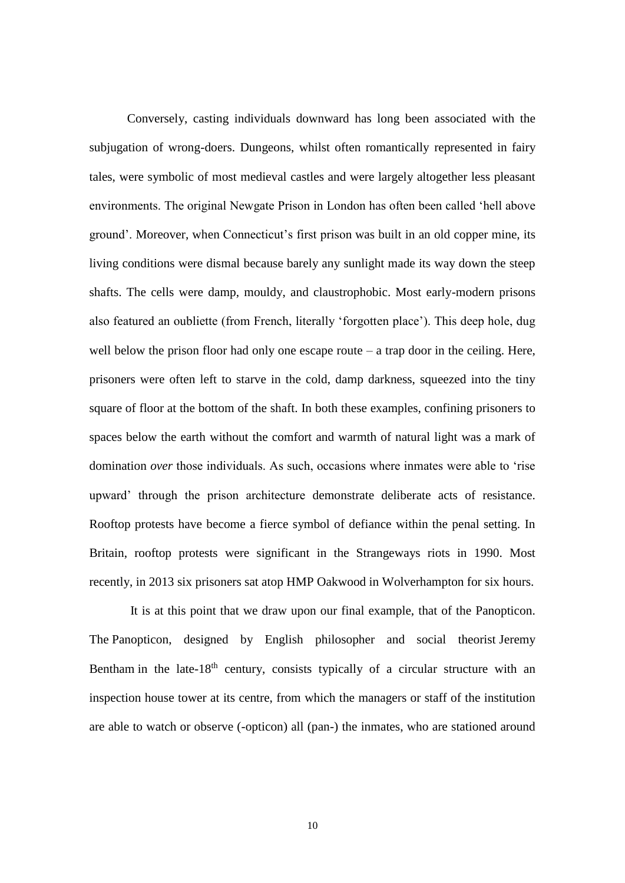Conversely, casting individuals downward has long been associated with the subjugation of wrong-doers. Dungeons, whilst often romantically represented in fairy tales, were symbolic of most medieval castles and were largely altogether less pleasant environments. The original Newgate Prison in London has often been called 'hell above ground'. Moreover, when Connecticut's first prison was built in an old copper mine, its living conditions were dismal because barely any sunlight made its way down the steep shafts. The cells were damp, mouldy, and claustrophobic. Most early-modern prisons also featured an oubliette (from French, literally 'forgotten place'). This deep hole, dug well below the prison floor had only one escape route – a trap door in the ceiling. Here, prisoners were often left to starve in the cold, damp darkness, squeezed into the tiny square of floor at the bottom of the shaft. In both these examples, confining prisoners to spaces below the earth without the comfort and warmth of natural light was a mark of domination *over* those individuals. As such, occasions where inmates were able to 'rise upward' through the prison architecture demonstrate deliberate acts of resistance. Rooftop protests have become a fierce symbol of defiance within the penal setting. In Britain, rooftop protests were significant in the Strangeways riots in 1990. Most recently, in 2013 six prisoners sat atop HMP Oakwood in Wolverhampton for six hours.

It is at this point that we draw upon our final example, that of the Panopticon. The Panopticon, designed by English philosopher and social theorist Jeremy Bentham in the late-18th century, consists typically of a circular structure with an inspection house tower at its centre, from which the managers or staff of the institution are able to watch or observe (-opticon) all (pan-) the inmates, who are stationed around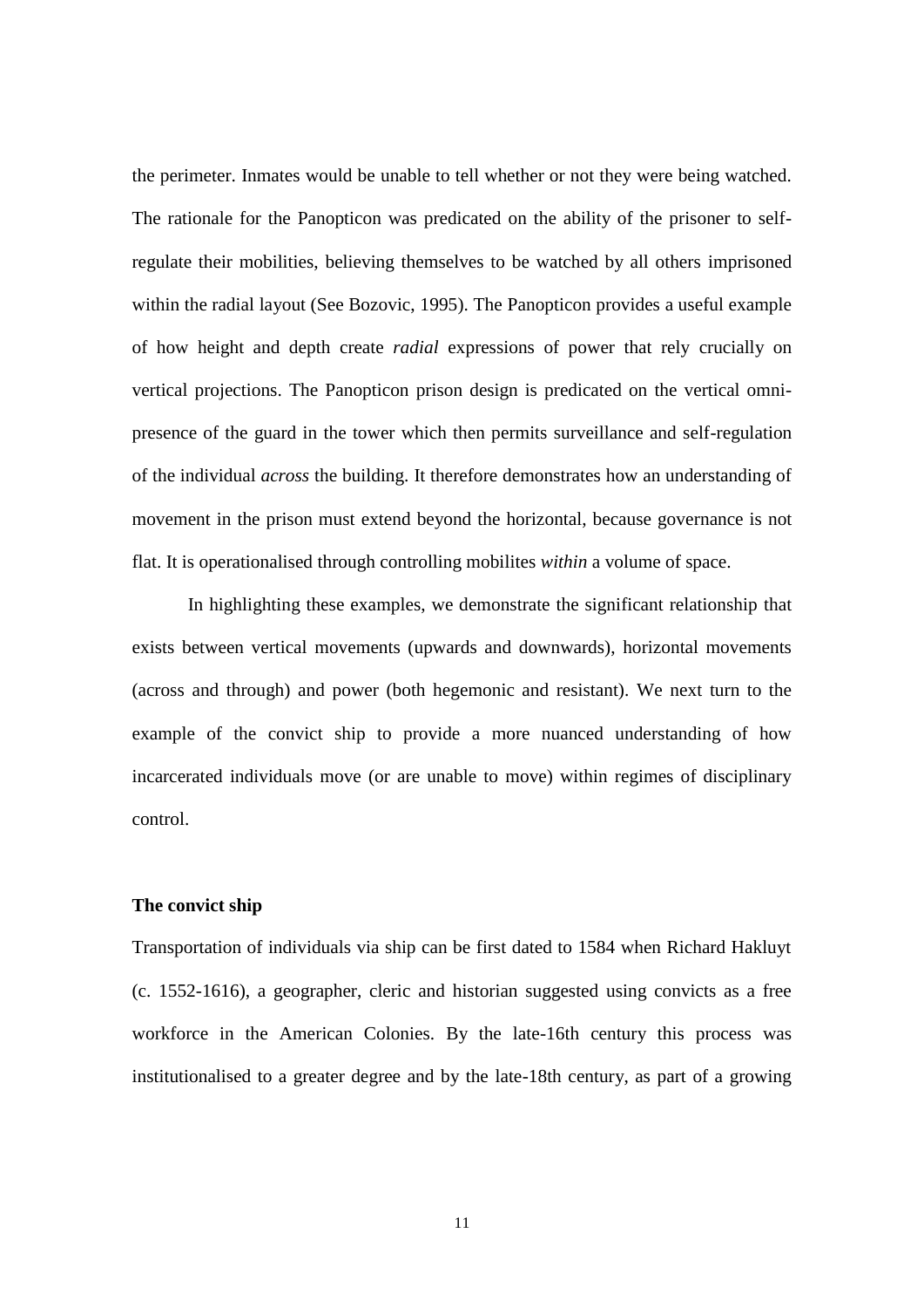the perimeter. Inmates would be unable to tell whether or not they were being watched. The rationale for the Panopticon was predicated on the ability of the prisoner to self-regulate their mobilities, believing themselves to be watched by all others imprisoned within the radial layout (See Bozovic, 1995). The Panopticon provides a useful example of how height and depth create *radial* expressions of power that rely crucially on vertical projections. The Panopticon prison design is predicated on the vertical omni-presence of the guard in the tower which then permits surveillance and self-regulation of the individual *across* the building. It therefore demonstrates how an understanding of movement in the prison must extend beyond the horizontal, because governance is not flat. It is operationalised through controlling mobilites *within* a volume of space.

In highlighting these examples, we demonstrate the significant relationship that exists between vertical movements (upwards and downwards), horizontal movements (across and through) and power (both hegemonic and resistant). We next turn to the example of the convict ship to provide a more nuanced understanding of how incarcerated individuals move (or are unable to move) within regimes of disciplinary control.

**The convict ship**

Transportation of individuals via ship can be first dated to 1584 when Richard Hakluyt (c. 1552-1616), a geographer, cleric and historian suggested using convicts as a free workforce in the American Colonies. By the late-16th century this process was institutionalised to a greater degree and by the late-18th century, as part of a growing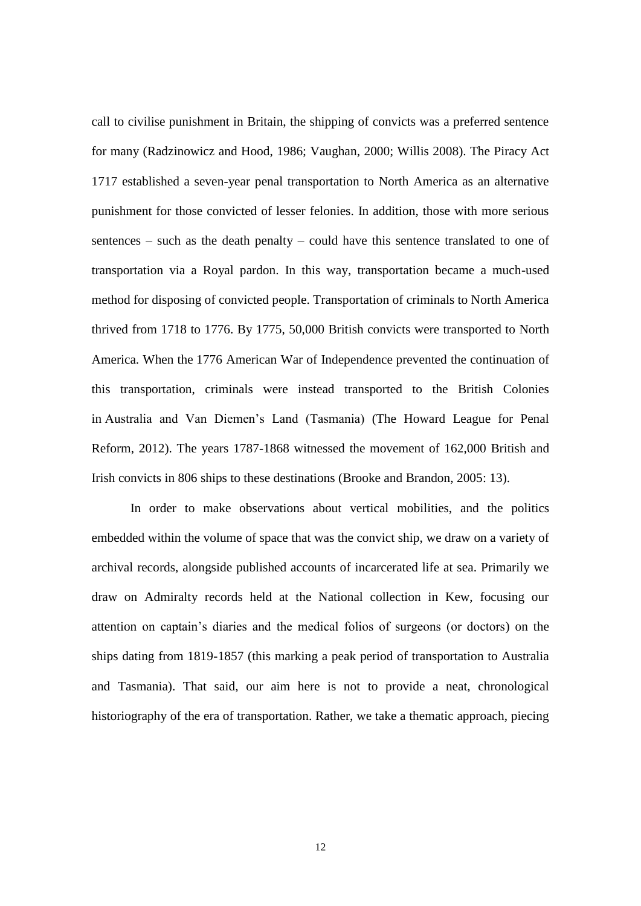call to civilise punishment in Britain, the shipping of convicts was a preferred sentence for many (Radzinowicz and Hood, 1986; Vaughan, 2000; Willis 2008). The Piracy Act 1717 established a seven-year penal transportation to North America as an alternative punishment for those convicted of lesser felonies. In addition, those with more serious sentences – such as the death penalty – could have this sentence translated to one of transportation via a Royal pardon. In this way, transportation became a much-used method for disposing of convicted people. Transportation of criminals to North America thrived from 1718 to 1776. By 1775, 50,000 British convicts were transported to North America. When the 1776 American War of Independence prevented the continuation of this transportation, criminals were instead transported to the British Colonies in Australia and Van Diemen's Land (Tasmania) (The Howard League for Penal Reform, 2012). The years 1787-1868 witnessed the movement of 162,000 British and Irish convicts in 806 ships to these destinations (Brooke and Brandon, 2005: 13).

In order to make observations about vertical mobilities, and the politics embedded within the volume of space that was the convict ship, we draw on a variety of archival records, alongside published accounts of incarcerated life at sea. Primarily we draw on Admiralty records held at the National collection in Kew, focusing our attention on captain's diaries and the medical folios of surgeons (or doctors) on the ships dating from 1819-1857 (this marking a peak period of transportation to Australia and Tasmania). That said, our aim here is not to provide a neat, chronological historiography of the era of transportation. Rather, we take a thematic approach, piecing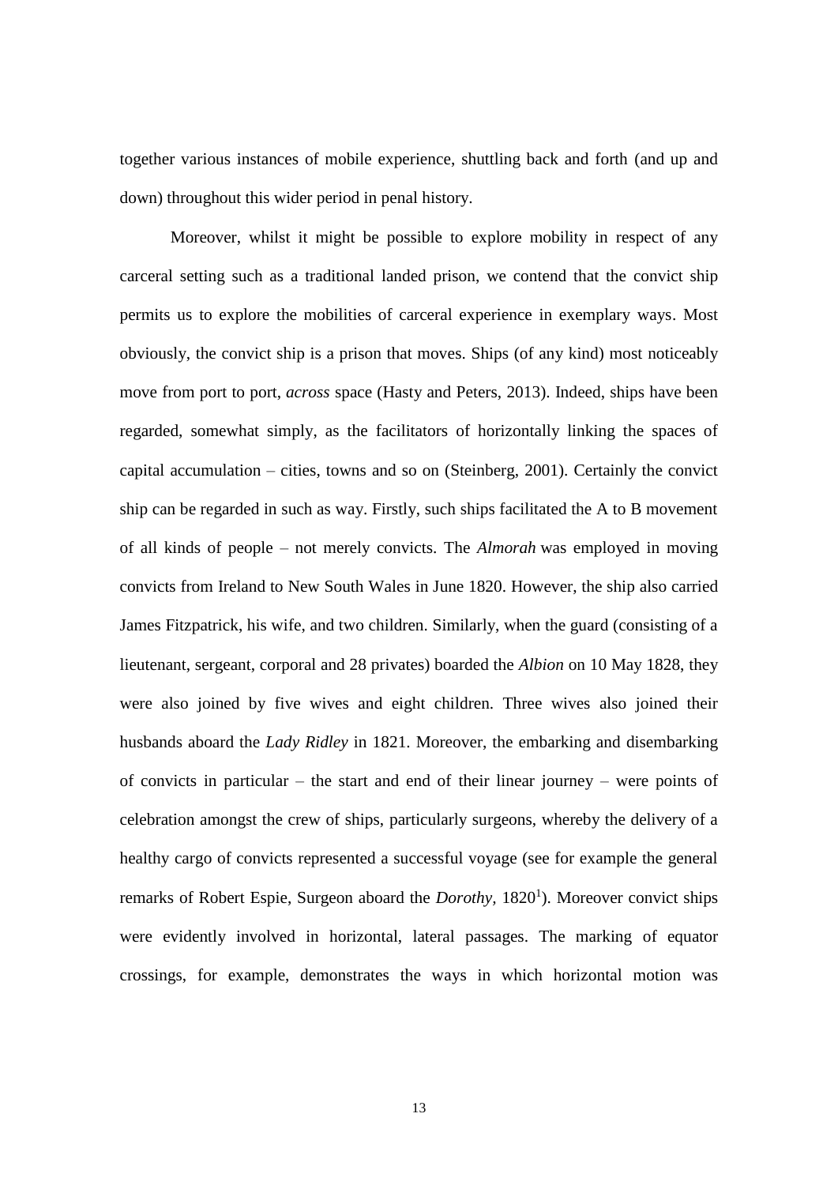together various instances of mobile experience, shuttling back and forth (and up and down) throughout this wider period in penal history.

Moreover, whilst it might be possible to explore mobility in respect of any carceral setting such as a traditional landed prison, we contend that the convict ship permits us to explore the mobilities of carceral experience in exemplary ways. Most obviously, the convict ship is a prison that moves. Ships (of any kind) most noticeably move from port to port, *across* space (Hasty and Peters, 2013). Indeed, ships have been regarded, somewhat simply, as the facilitators of horizontally linking the spaces of capital accumulation – cities, towns and so on (Steinberg, 2001). Certainly the convict ship can be regarded in such as way. Firstly, such ships facilitated the A to B movement of all kinds of people – not merely convicts. The *Almorah* was employed in moving convicts from Ireland to New South Wales in June 1820. However, the ship also carried James Fitzpatrick, his wife, and two children. Similarly, when the guard (consisting of a lieutenant, sergeant, corporal and 28 privates) boarded the *Albion* on 10 May 1828, they were also joined by five wives and eight children. Three wives also joined their husbands aboard the *Lady Ridley* in 1821. Moreover, the embarking and disembarking of convicts in particular – the start and end of their linear journey – were points of celebration amongst the crew of ships, particularly surgeons, whereby the delivery of a healthy cargo of convicts represented a successful voyage (see for example the general remarks of Robert Espie, Surgeon aboard the *Dorothy*, 1820[1]). Moreover convict ships were evidently involved in horizontal, lateral passages. The marking of equator crossings, for example, demonstrates the ways in which horizontal motion was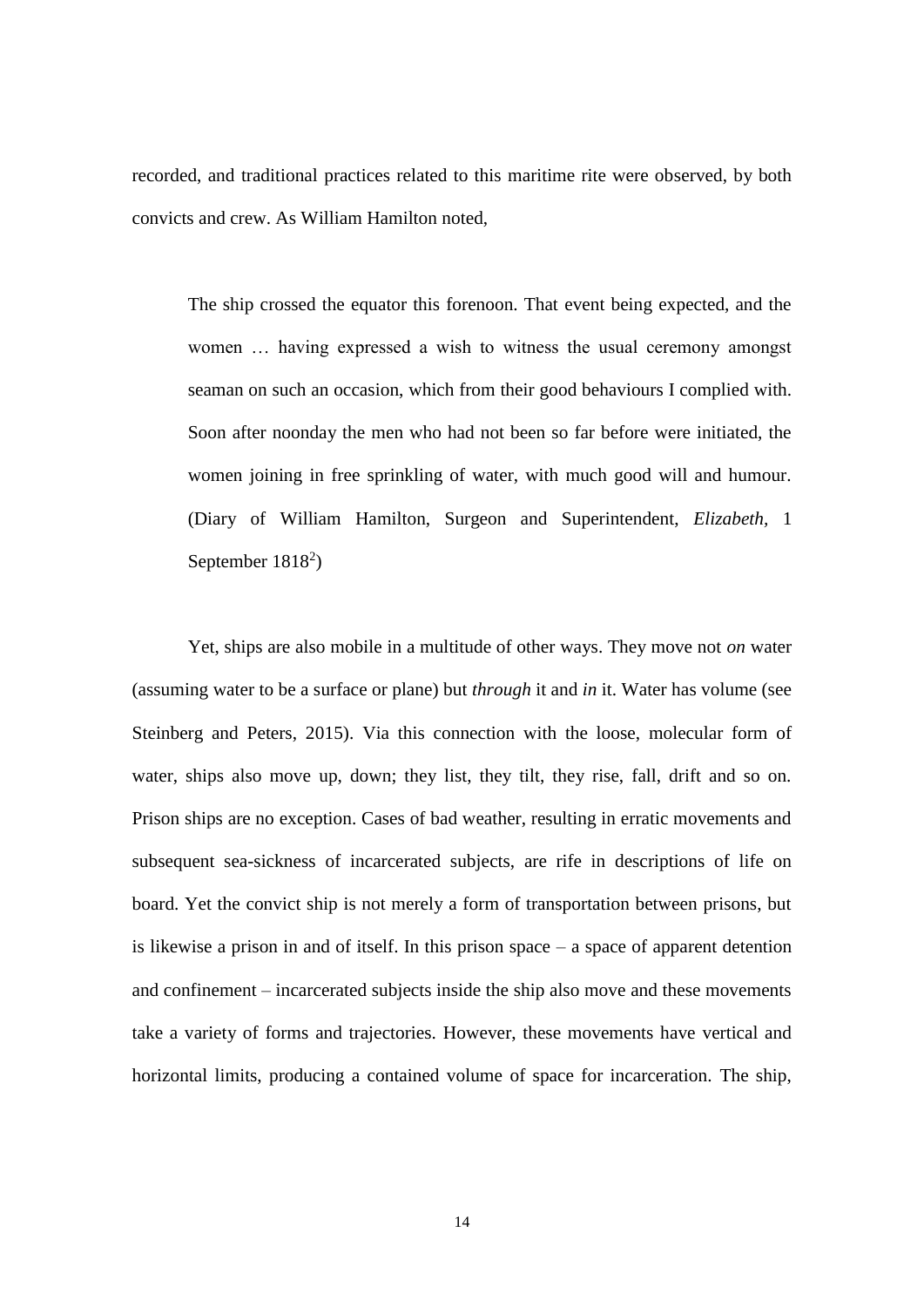recorded, and traditional practices related to this maritime rite were observed, by both convicts and crew. As William Hamilton noted,

> The ship crossed the equator this forenoon. That event being expected, and the women … having expressed a wish to witness the usual ceremony amongst seaman on such an occasion, which from their good behaviours I complied with. Soon after noonday the men who had not been so far before were initiated, the women joining in free sprinkling of water, with much good will and humour. (Diary of William Hamilton, Surgeon and Superintendent, *Elizabeth*, 1 September 1818[2])

Yet, ships are also mobile in a multitude of other ways. They move not *on* water (assuming water to be a surface or plane) but *through* it and *in* it. Water has volume (see Steinberg and Peters, 2015). Via this connection with the loose, molecular form of water, ships also move up, down; they list, they tilt, they rise, fall, drift and so on. Prison ships are no exception. Cases of bad weather, resulting in erratic movements and subsequent sea-sickness of incarcerated subjects, are rife in descriptions of life on board. Yet the convict ship is not merely a form of transportation between prisons, but is likewise a prison in and of itself. In this prison space – a space of apparent detention and confinement – incarcerated subjects inside the ship also move and these movements take a variety of forms and trajectories. However, these movements have vertical and horizontal limits, producing a contained volume of space for incarceration. The ship,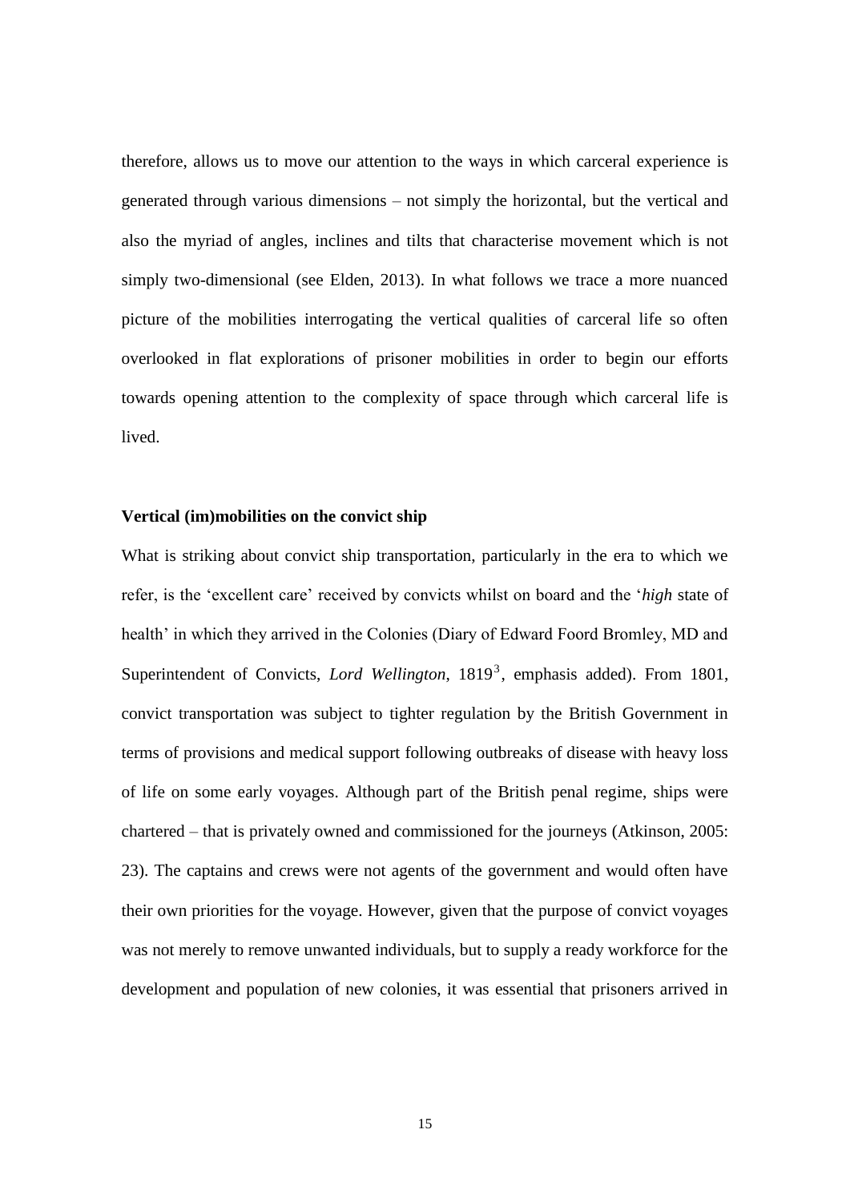therefore, allows us to move our attention to the ways in which carceral experience is generated through various dimensions – not simply the horizontal, but the vertical and also the myriad of angles, inclines and tilts that characterise movement which is not simply two-dimensional (see Elden, 2013). In what follows we trace a more nuanced picture of the mobilities interrogating the vertical qualities of carceral life so often overlooked in flat explorations of prisoner mobilities in order to begin our efforts towards opening attention to the complexity of space through which carceral life is lived.

**Vertical (im)mobilities on the convict ship**

What is striking about convict ship transportation, particularly in the era to which we refer, is the 'excellent care' received by convicts whilst on board and the '*high* state of health' in which they arrived in the Colonies (Diary of Edward Foord Bromley, MD and Superintendent of Convicts, *Lord Wellington*, 1819[3], emphasis added). From 1801, convict transportation was subject to tighter regulation by the British Government in terms of provisions and medical support following outbreaks of disease with heavy loss of life on some early voyages. Although part of the British penal regime, ships were chartered – that is privately owned and commissioned for the journeys (Atkinson, 2005: 23). The captains and crews were not agents of the government and would often have their own priorities for the voyage. However, given that the purpose of convict voyages was not merely to remove unwanted individuals, but to supply a ready workforce for the development and population of new colonies, it was essential that prisoners arrived in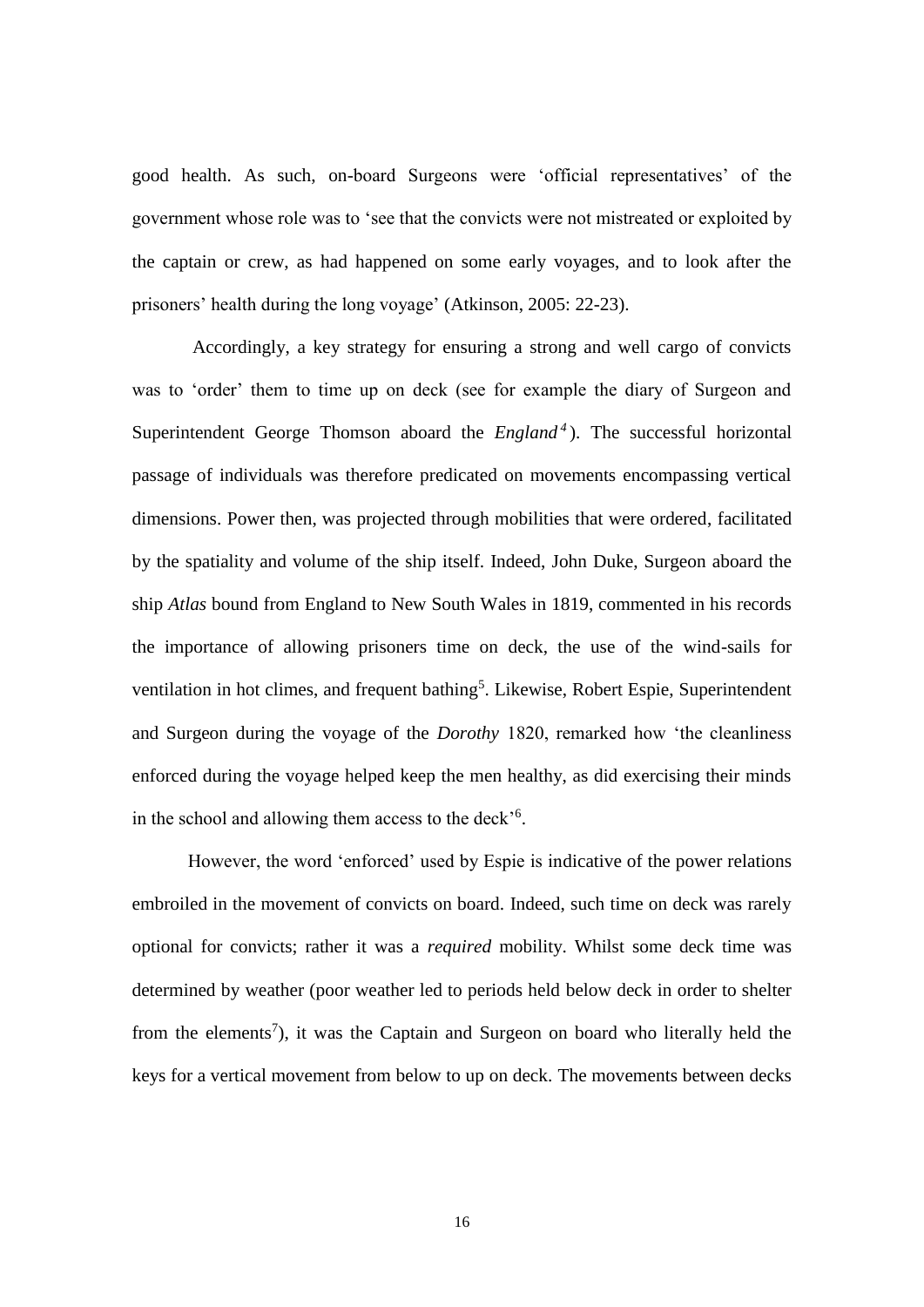good health. As such, on-board Surgeons were 'official representatives' of the government whose role was to 'see that the convicts were not mistreated or exploited by the captain or crew, as had happened on some early voyages, and to look after the prisoners' health during the long voyage' (Atkinson, 2005: 22-23).

Accordingly, a key strategy for ensuring a strong and well cargo of convicts was to 'order' them to time up on deck (see for example the diary of Surgeon and Superintendent George Thomson aboard the *England*[4]). The successful horizontal passage of individuals was therefore predicated on movements encompassing vertical dimensions. Power then, was projected through mobilities that were ordered, facilitated by the spatiality and volume of the ship itself. Indeed, John Duke, Surgeon aboard the ship *Atlas* bound from England to New South Wales in 1819, commented in his records the importance of allowing prisoners time on deck, the use of the wind-sails for ventilation in hot climes, and frequent bathing[5]. Likewise, Robert Espie, Superintendent and Surgeon during the voyage of the *Dorothy* 1820, remarked how 'the cleanliness enforced during the voyage helped keep the men healthy, as did exercising their minds in the school and allowing them access to the deck'[6].

However, the word 'enforced' used by Espie is indicative of the power relations embroiled in the movement of convicts on board. Indeed, such time on deck was rarely optional for convicts; rather it was a *required* mobility. Whilst some deck time was determined by weather (poor weather led to periods held below deck in order to shelter from the elements[7]), it was the Captain and Surgeon on board who literally held the keys for a vertical movement from below to up on deck. The movements between decks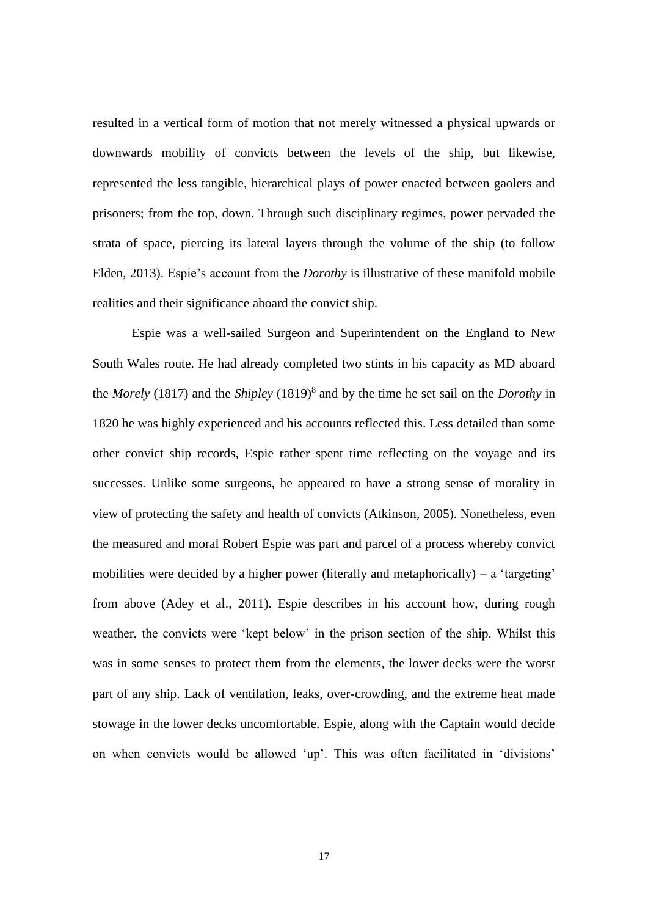resulted in a vertical form of motion that not merely witnessed a physical upwards or downwards mobility of convicts between the levels of the ship, but likewise, represented the less tangible, hierarchical plays of power enacted between gaolers and prisoners; from the top, down. Through such disciplinary regimes, power pervaded the strata of space, piercing its lateral layers through the volume of the ship (to follow Elden, 2013). Espie's account from the *Dorothy* is illustrative of these manifold mobile realities and their significance aboard the convict ship.

Espie was a well-sailed Surgeon and Superintendent on the England to New South Wales route. He had already completed two stints in his capacity as MD aboard the *Morely* (1817) and the *Shipley* (1819)[8] and by the time he set sail on the *Dorothy* in 1820 he was highly experienced and his accounts reflected this. Less detailed than some other convict ship records, Espie rather spent time reflecting on the voyage and its successes. Unlike some surgeons, he appeared to have a strong sense of morality in view of protecting the safety and health of convicts (Atkinson, 2005). Nonetheless, even the measured and moral Robert Espie was part and parcel of a process whereby convict mobilities were decided by a higher power (literally and metaphorically) – a 'targeting' from above (Adey et al., 2011). Espie describes in his account how, during rough weather, the convicts were 'kept below' in the prison section of the ship. Whilst this was in some senses to protect them from the elements, the lower decks were the worst part of any ship. Lack of ventilation, leaks, over-crowding, and the extreme heat made stowage in the lower decks uncomfortable. Espie, along with the Captain would decide on when convicts would be allowed 'up'. This was often facilitated in 'divisions'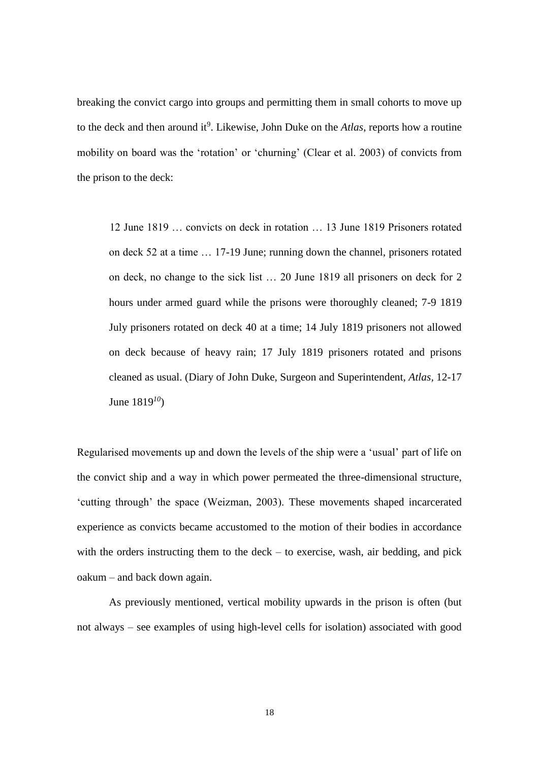breaking the convict cargo into groups and permitting them in small cohorts to move up to the deck and then around it[9]. Likewise, John Duke on the *Atlas*, reports how a routine mobility on board was the 'rotation' or 'churning' (Clear et al. 2003) of convicts from the prison to the deck:

> 12 June 1819 … convicts on deck in rotation … 13 June 1819 Prisoners rotated on deck 52 at a time … 17-19 June; running down the channel, prisoners rotated on deck, no change to the sick list … 20 June 1819 all prisoners on deck for 2 hours under armed guard while the prisons were thoroughly cleaned; 7-9 1819 July prisoners rotated on deck 40 at a time; 14 July 1819 prisoners not allowed on deck because of heavy rain; 17 July 1819 prisoners rotated and prisons cleaned as usual. (Diary of John Duke, Surgeon and Superintendent, *Atlas*, 12-17 June 1819[10])

Regularised movements up and down the levels of the ship were a 'usual' part of life on the convict ship and a way in which power permeated the three-dimensional structure, 'cutting through' the space (Weizman, 2003). These movements shaped incarcerated experience as convicts became accustomed to the motion of their bodies in accordance with the orders instructing them to the deck – to exercise, wash, air bedding, and pick oakum – and back down again.

As previously mentioned, vertical mobility upwards in the prison is often (but not always – see examples of using high-level cells for isolation) associated with good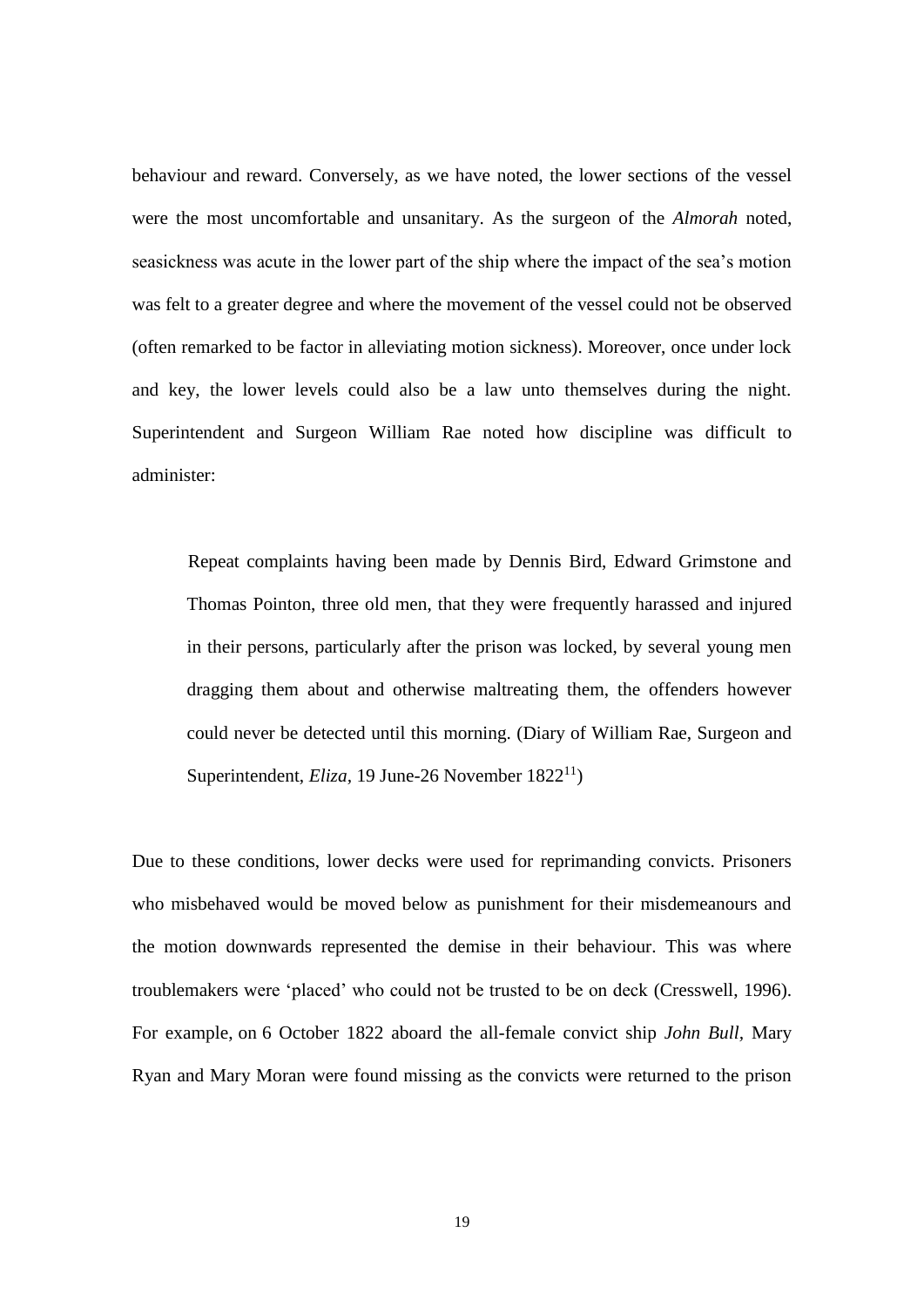behaviour and reward. Conversely, as we have noted, the lower sections of the vessel were the most uncomfortable and unsanitary. As the surgeon of the *Almorah* noted, seasickness was acute in the lower part of the ship where the impact of the sea's motion was felt to a greater degree and where the movement of the vessel could not be observed (often remarked to be factor in alleviating motion sickness). Moreover, once under lock and key, the lower levels could also be a law unto themselves during the night. Superintendent and Surgeon William Rae noted how discipline was difficult to administer:

> Repeat complaints having been made by Dennis Bird, Edward Grimstone and Thomas Pointon, three old men, that they were frequently harassed and injured in their persons, particularly after the prison was locked, by several young men dragging them about and otherwise maltreating them, the offenders however could never be detected until this morning. (Diary of William Rae, Surgeon and Superintendent, *Eliza*, 19 June-26 November 1822[11])

Due to these conditions, lower decks were used for reprimanding convicts. Prisoners who misbehaved would be moved below as punishment for their misdemeanours and the motion downwards represented the demise in their behaviour. This was where troublemakers were 'placed' who could not be trusted to be on deck (Cresswell, 1996). For example, on 6 October 1822 aboard the all-female convict ship *John Bull*, Mary Ryan and Mary Moran were found missing as the convicts were returned to the prison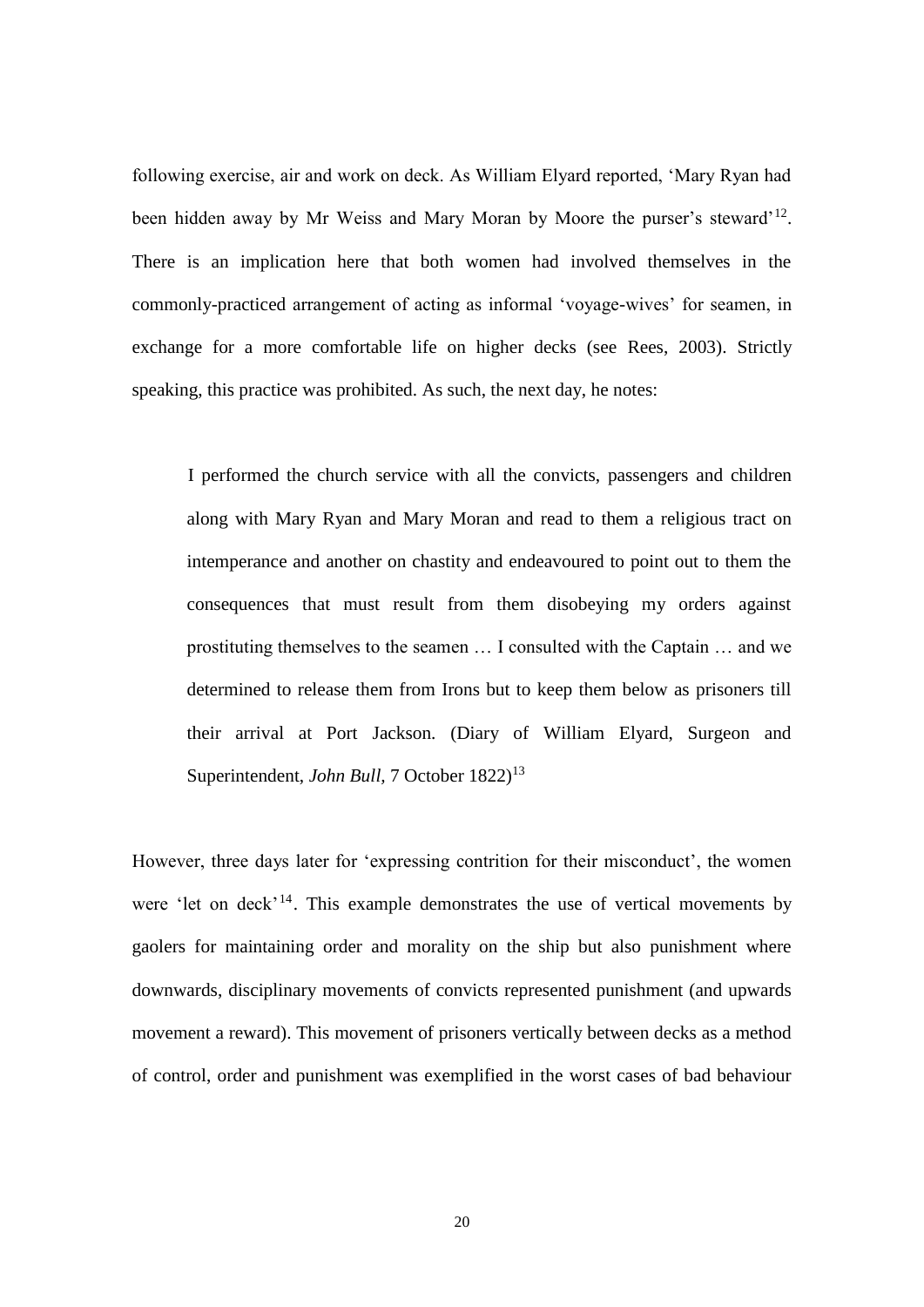following exercise, air and work on deck. As William Elyard reported, 'Mary Ryan had been hidden away by Mr Weiss and Mary Moran by Moore the purser's steward'[12]. There is an implication here that both women had involved themselves in the commonly-practiced arrangement of acting as informal 'voyage-wives' for seamen, in exchange for a more comfortable life on higher decks (see Rees, 2003). Strictly speaking, this practice was prohibited. As such, the next day, he notes:

> I performed the church service with all the convicts, passengers and children along with Mary Ryan and Mary Moran and read to them a religious tract on intemperance and another on chastity and endeavoured to point out to them the consequences that must result from them disobeying my orders against prostituting themselves to the seamen … I consulted with the Captain … and we determined to release them from Irons but to keep them below as prisoners till their arrival at Port Jackson. (Diary of William Elyard, Surgeon and Superintendent, *John Bull*, 7 October 1822)[13]

However, three days later for 'expressing contrition for their misconduct', the women were 'let on deck'[14]. This example demonstrates the use of vertical movements by gaolers for maintaining order and morality on the ship but also punishment where downwards, disciplinary movements of convicts represented punishment (and upwards movement a reward). This movement of prisoners vertically between decks as a method of control, order and punishment was exemplified in the worst cases of bad behaviour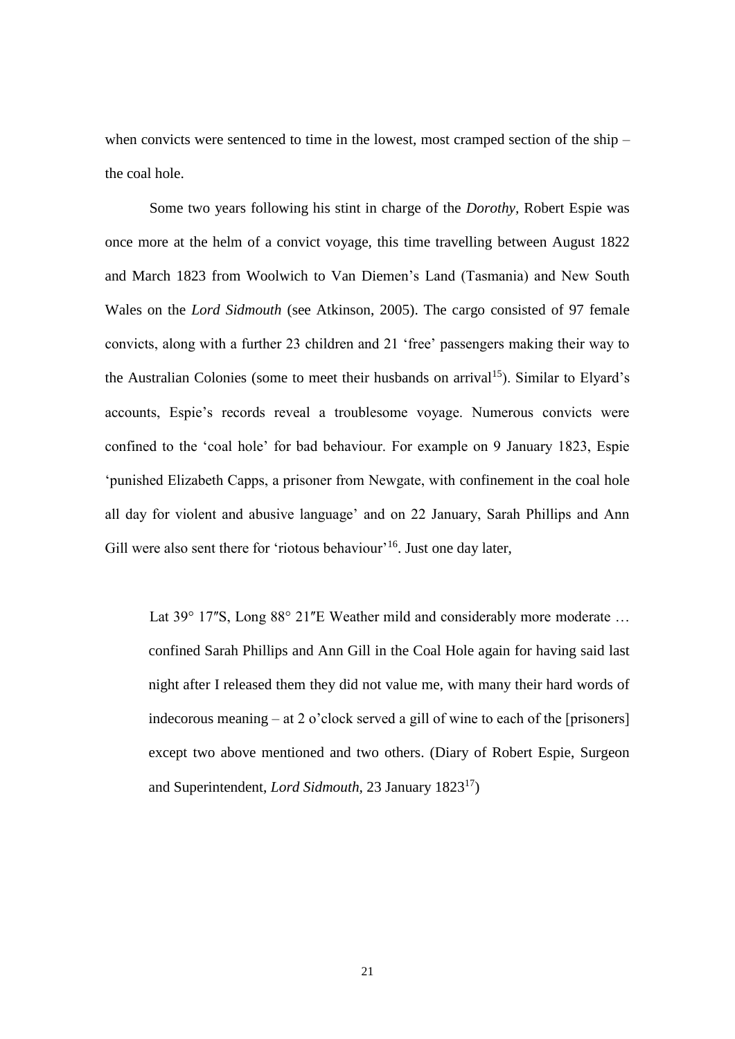when convicts were sentenced to time in the lowest, most cramped section of the ship – the coal hole.

Some two years following his stint in charge of the *Dorothy*, Robert Espie was once more at the helm of a convict voyage, this time travelling between August 1822 and March 1823 from Woolwich to Van Diemen's Land (Tasmania) and New South Wales on the *Lord Sidmouth* (see Atkinson, 2005). The cargo consisted of 97 female convicts, along with a further 23 children and 21 'free' passengers making their way to the Australian Colonies (some to meet their husbands on arrival[15]). Similar to Elyard's accounts, Espie's records reveal a troublesome voyage. Numerous convicts were confined to the 'coal hole' for bad behaviour. For example on 9 January 1823, Espie 'punished Elizabeth Capps, a prisoner from Newgate, with confinement in the coal hole all day for violent and abusive language' and on 22 January, Sarah Phillips and Ann Gill were also sent there for 'riotous behaviour'[16]. Just one day later,

> Lat 39° 17″S, Long 88° 21″E Weather mild and considerably more moderate … confined Sarah Phillips and Ann Gill in the Coal Hole again for having said last night after I released them they did not value me, with many their hard words of indecorous meaning – at 2 o'clock served a gill of wine to each of the [prisoners] except two above mentioned and two others. (Diary of Robert Espie, Surgeon and Superintendent, *Lord Sidmouth*, 23 January 1823[17])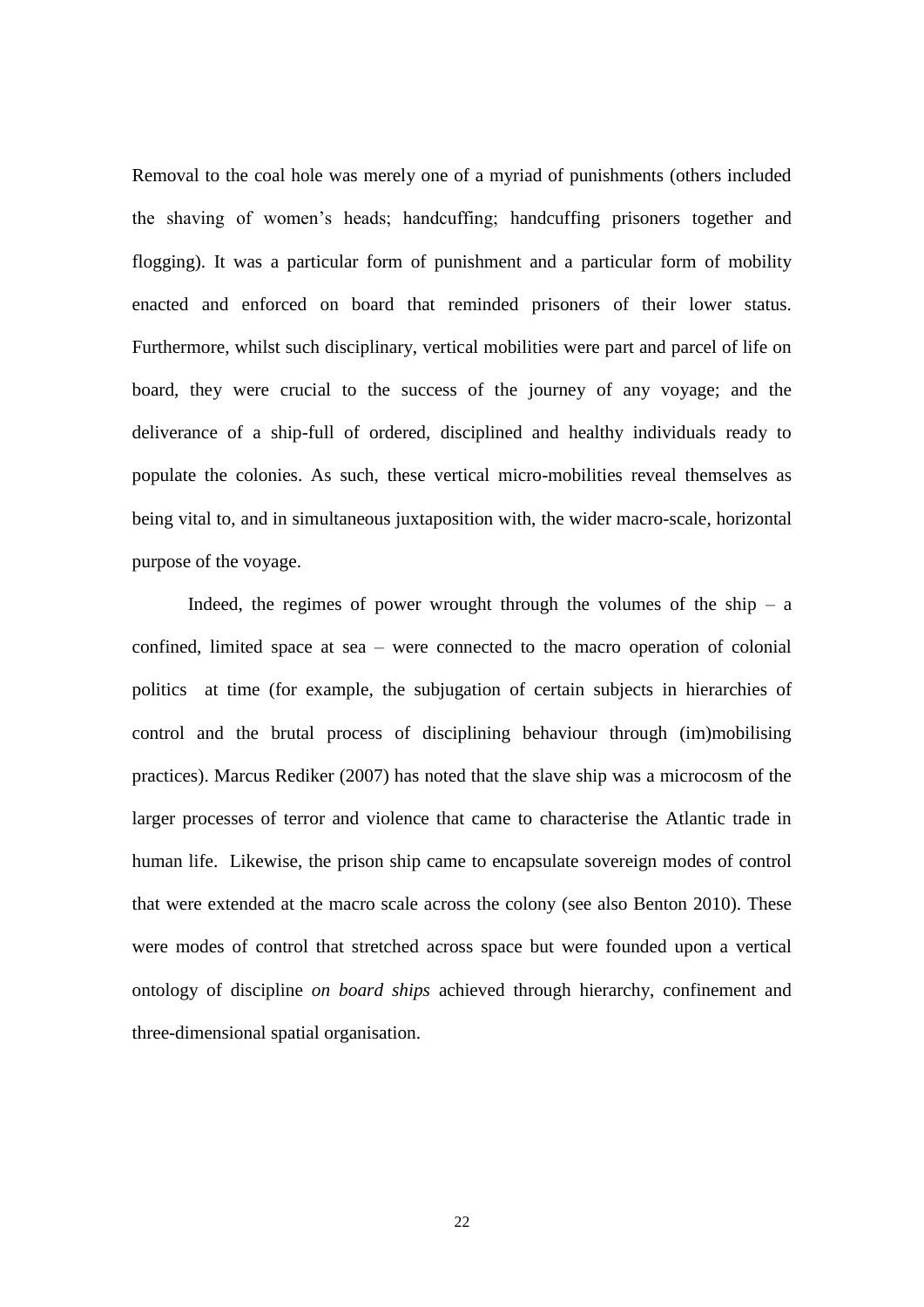Removal to the coal hole was merely one of a myriad of punishments (others included the shaving of women's heads; handcuffing; handcuffing prisoners together and flogging). It was a particular form of punishment and a particular form of mobility enacted and enforced on board that reminded prisoners of their lower status. Furthermore, whilst such disciplinary, vertical mobilities were part and parcel of life on board, they were crucial to the success of the journey of any voyage; and the deliverance of a ship-full of ordered, disciplined and healthy individuals ready to populate the colonies. As such, these vertical micro-mobilities reveal themselves as being vital to, and in simultaneous juxtaposition with, the wider macro-scale, horizontal purpose of the voyage.

Indeed, the regimes of power wrought through the volumes of the ship – a confined, limited space at sea – were connected to the macro operation of colonial politics at time (for example, the subjugation of certain subjects in hierarchies of control and the brutal process of disciplining behaviour through (im)mobilising practices). Marcus Rediker (2007) has noted that the slave ship was a microcosm of the larger processes of terror and violence that came to characterise the Atlantic trade in human life. Likewise, the prison ship came to encapsulate sovereign modes of control that were extended at the macro scale across the colony (see also Benton 2010). These were modes of control that stretched across space but were founded upon a vertical ontology of discipline *on board ships* achieved through hierarchy, confinement and three-dimensional spatial organisation.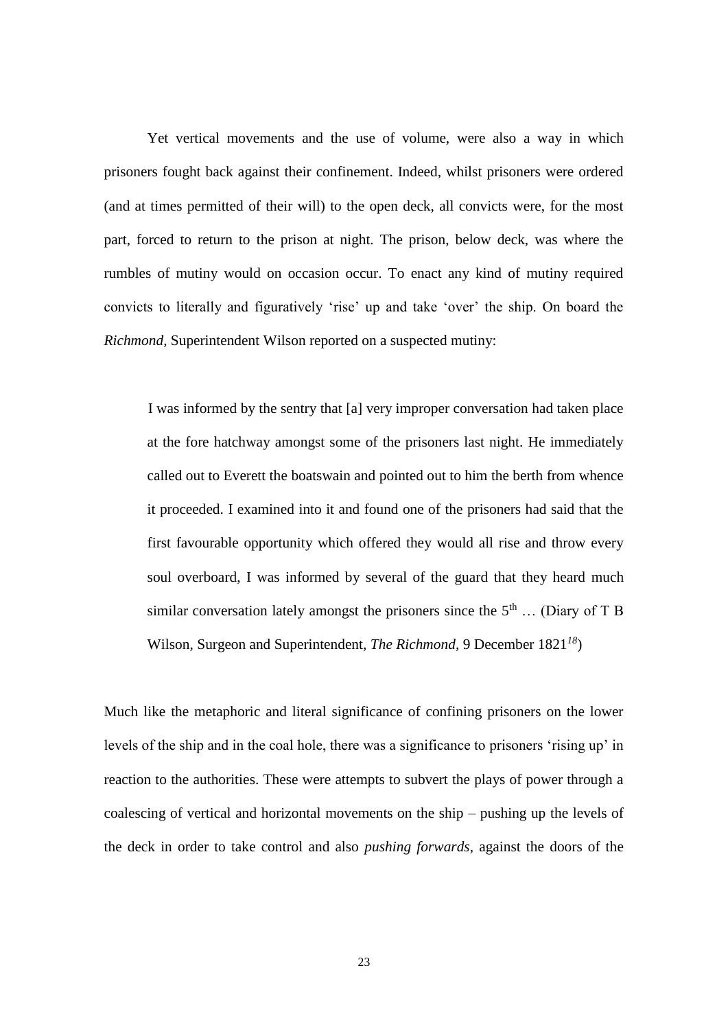Yet vertical movements and the use of volume, were also a way in which prisoners fought back against their confinement. Indeed, whilst prisoners were ordered (and at times permitted of their will) to the open deck, all convicts were, for the most part, forced to return to the prison at night. The prison, below deck, was where the rumbles of mutiny would on occasion occur. To enact any kind of mutiny required convicts to literally and figuratively 'rise' up and take 'over' the ship. On board the *Richmond*, Superintendent Wilson reported on a suspected mutiny:

> I was informed by the sentry that [a] very improper conversation had taken place at the fore hatchway amongst some of the prisoners last night. He immediately called out to Everett the boatswain and pointed out to him the berth from whence it proceeded. I examined into it and found one of the prisoners had said that the first favourable opportunity which offered they would all rise and throw every soul overboard, I was informed by several of the guard that they heard much similar conversation lately amongst the prisoners since the 5th … (Diary of T B Wilson, Surgeon and Superintendent, *The Richmond*, 9 December 1821[18])

Much like the metaphoric and literal significance of confining prisoners on the lower levels of the ship and in the coal hole, there was a significance to prisoners 'rising up' in reaction to the authorities. These were attempts to subvert the plays of power through a coalescing of vertical and horizontal movements on the ship – pushing up the levels of the deck in order to take control and also *pushing forwards*, against the doors of the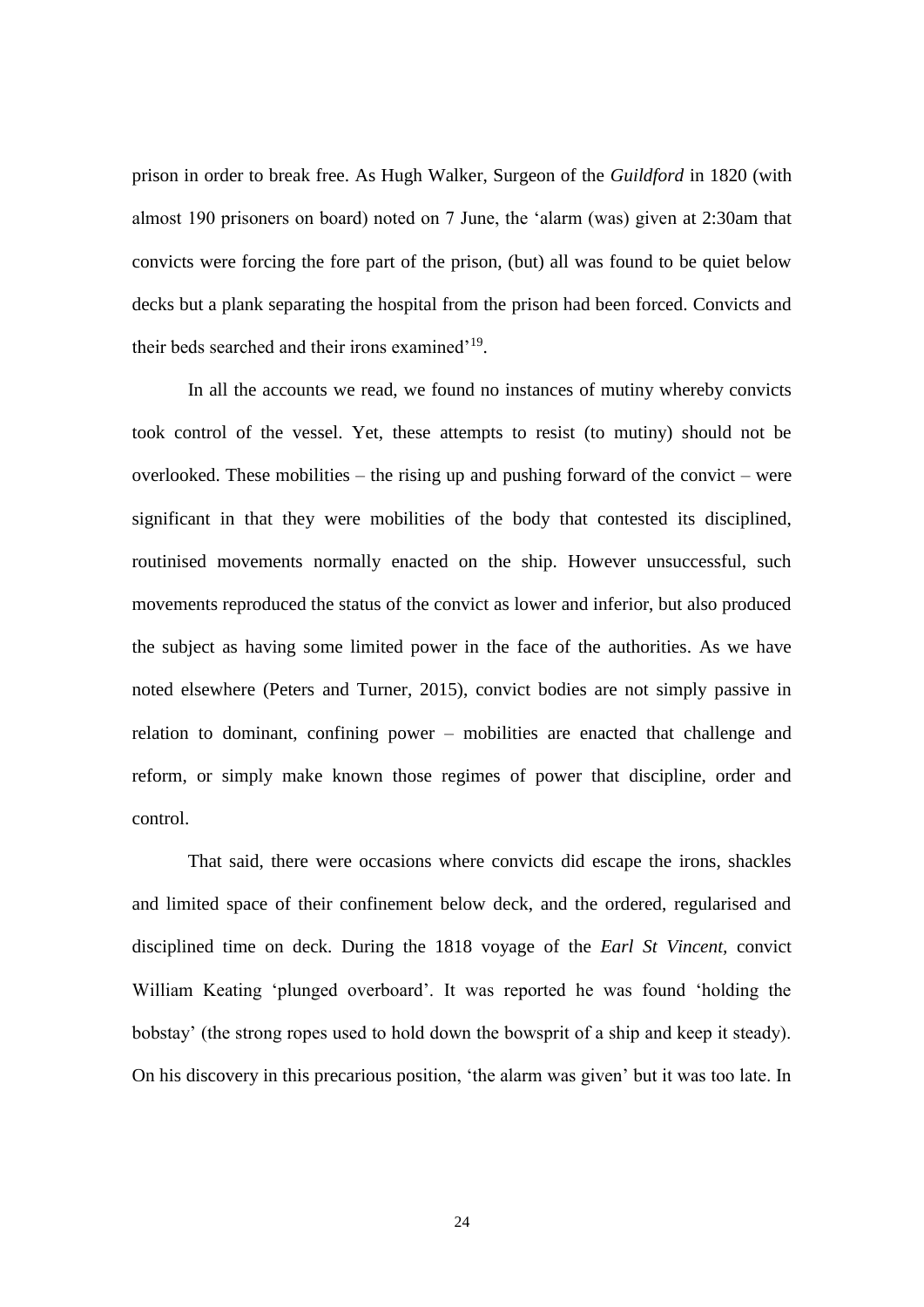prison in order to break free. As Hugh Walker, Surgeon of the *Guildford* in 1820 (with almost 190 prisoners on board) noted on 7 June, the 'alarm (was) given at 2:30am that convicts were forcing the fore part of the prison, (but) all was found to be quiet below decks but a plank separating the hospital from the prison had been forced. Convicts and their beds searched and their irons examined'[19].

In all the accounts we read, we found no instances of mutiny whereby convicts took control of the vessel. Yet, these attempts to resist (to mutiny) should not be overlooked. These mobilities – the rising up and pushing forward of the convict – were significant in that they were mobilities of the body that contested its disciplined, routinised movements normally enacted on the ship. However unsuccessful, such movements reproduced the status of the convict as lower and inferior, but also produced the subject as having some limited power in the face of the authorities. As we have noted elsewhere (Peters and Turner, 2015), convict bodies are not simply passive in relation to dominant, confining power – mobilities are enacted that challenge and reform, or simply make known those regimes of power that discipline, order and control.

That said, there were occasions where convicts did escape the irons, shackles and limited space of their confinement below deck, and the ordered, regularised and disciplined time on deck. During the 1818 voyage of the *Earl St Vincent,* convict William Keating 'plunged overboard'. It was reported he was found 'holding the bobstay' (the strong ropes used to hold down the bowsprit of a ship and keep it steady). On his discovery in this precarious position, 'the alarm was given' but it was too late. In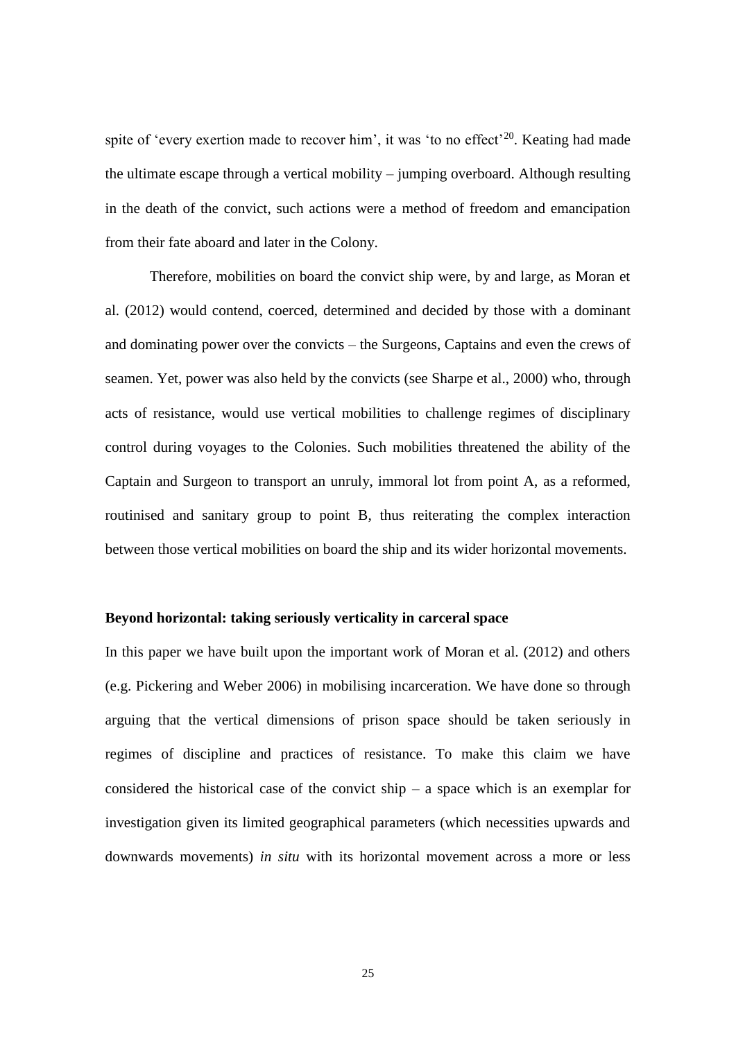spite of 'every exertion made to recover him', it was 'to no effect'[20]. Keating had made the ultimate escape through a vertical mobility – jumping overboard. Although resulting in the death of the convict, such actions were a method of freedom and emancipation from their fate aboard and later in the Colony.

Therefore, mobilities on board the convict ship were, by and large, as Moran et al. (2012) would contend, coerced, determined and decided by those with a dominant and dominating power over the convicts – the Surgeons, Captains and even the crews of seamen. Yet, power was also held by the convicts (see Sharpe et al., 2000) who, through acts of resistance, would use vertical mobilities to challenge regimes of disciplinary control during voyages to the Colonies. Such mobilities threatened the ability of the Captain and Surgeon to transport an unruly, immoral lot from point A, as a reformed, routinised and sanitary group to point B, thus reiterating the complex interaction between those vertical mobilities on board the ship and its wider horizontal movements.

**Beyond horizontal: taking seriously verticality in carceral space**

In this paper we have built upon the important work of Moran et al. (2012) and others (e.g. Pickering and Weber 2006) in mobilising incarceration. We have done so through arguing that the vertical dimensions of prison space should be taken seriously in regimes of discipline and practices of resistance. To make this claim we have considered the historical case of the convict ship – a space which is an exemplar for investigation given its limited geographical parameters (which necessities upwards and downwards movements) *in situ* with its horizontal movement across a more or less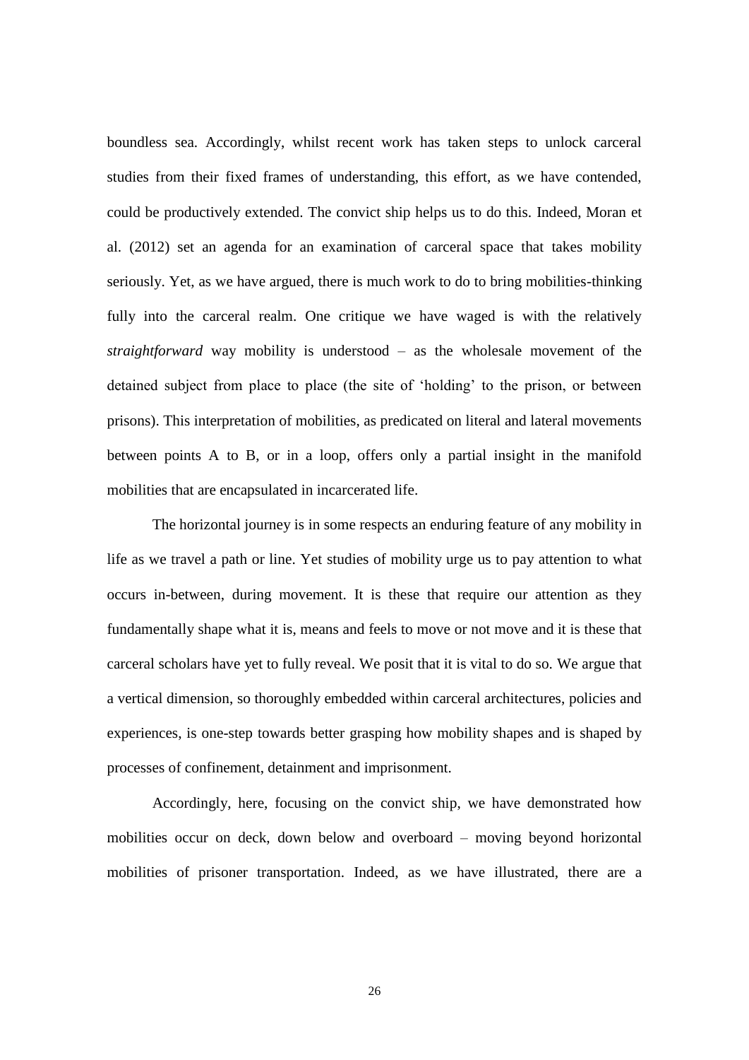boundless sea. Accordingly, whilst recent work has taken steps to unlock carceral studies from their fixed frames of understanding, this effort, as we have contended, could be productively extended. The convict ship helps us to do this. Indeed, Moran et al. (2012) set an agenda for an examination of carceral space that takes mobility seriously. Yet, as we have argued, there is much work to do to bring mobilities-thinking fully into the carceral realm. One critique we have waged is with the relatively *straightforward* way mobility is understood – as the wholesale movement of the detained subject from place to place (the site of 'holding' to the prison, or between prisons). This interpretation of mobilities, as predicated on literal and lateral movements between points A to B, or in a loop, offers only a partial insight in the manifold mobilities that are encapsulated in incarcerated life.

The horizontal journey is in some respects an enduring feature of any mobility in life as we travel a path or line. Yet studies of mobility urge us to pay attention to what occurs in-between, during movement. It is these that require our attention as they fundamentally shape what it is, means and feels to move or not move and it is these that carceral scholars have yet to fully reveal. We posit that it is vital to do so. We argue that a vertical dimension, so thoroughly embedded within carceral architectures, policies and experiences, is one-step towards better grasping how mobility shapes and is shaped by processes of confinement, detainment and imprisonment.

Accordingly, here, focusing on the convict ship, we have demonstrated how mobilities occur on deck, down below and overboard – moving beyond horizontal mobilities of prisoner transportation. Indeed, as we have illustrated, there are a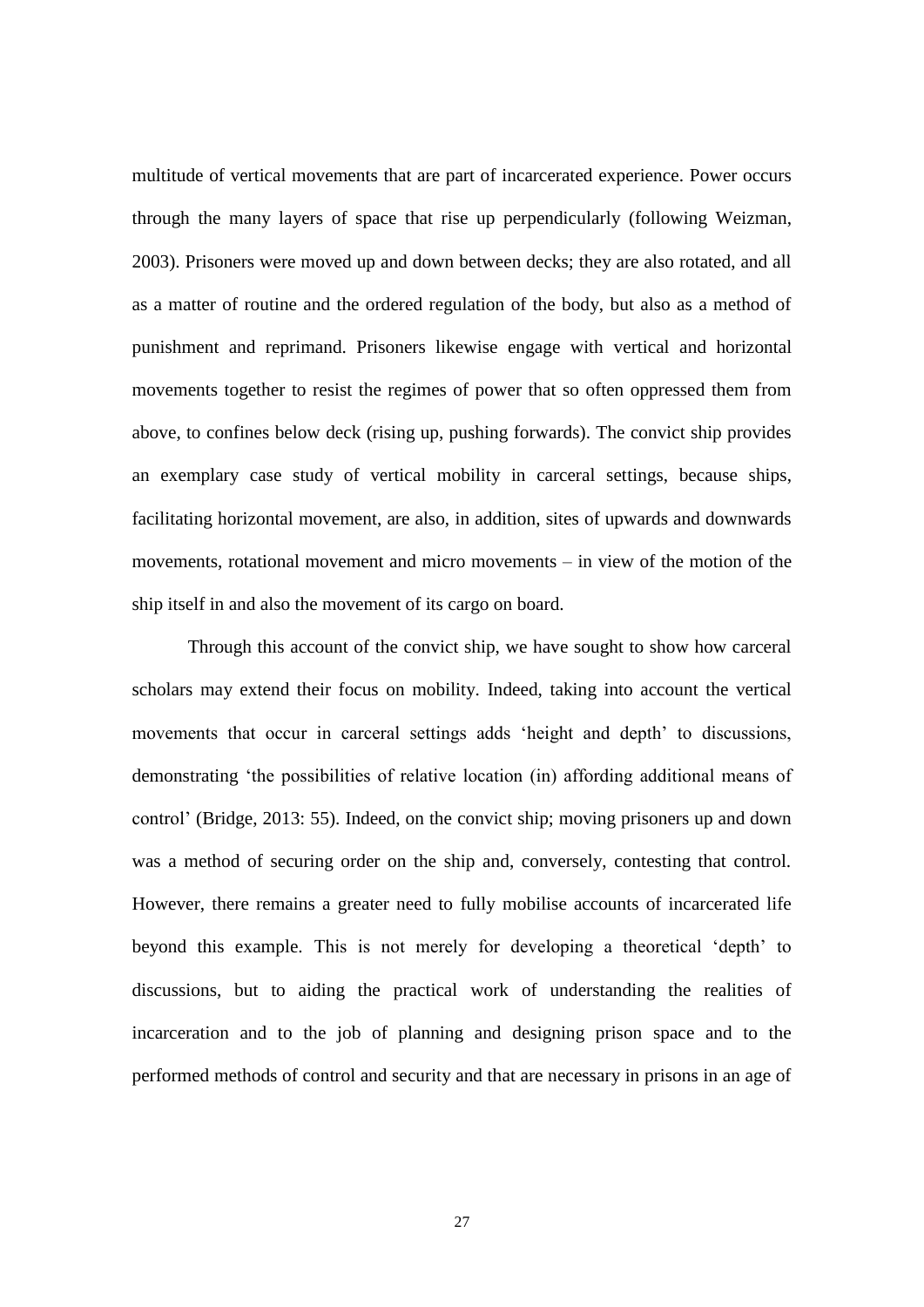multitude of vertical movements that are part of incarcerated experience. Power occurs through the many layers of space that rise up perpendicularly (following Weizman, 2003). Prisoners were moved up and down between decks; they are also rotated, and all as a matter of routine and the ordered regulation of the body, but also as a method of punishment and reprimand. Prisoners likewise engage with vertical and horizontal movements together to resist the regimes of power that so often oppressed them from above, to confines below deck (rising up, pushing forwards). The convict ship provides an exemplary case study of vertical mobility in carceral settings, because ships, facilitating horizontal movement, are also, in addition, sites of upwards and downwards movements, rotational movement and micro movements – in view of the motion of the ship itself in and also the movement of its cargo on board.

Through this account of the convict ship, we have sought to show how carceral scholars may extend their focus on mobility. Indeed, taking into account the vertical movements that occur in carceral settings adds 'height and depth' to discussions, demonstrating 'the possibilities of relative location (in) affording additional means of control' (Bridge, 2013: 55). Indeed, on the convict ship; moving prisoners up and down was a method of securing order on the ship and, conversely, contesting that control. However, there remains a greater need to fully mobilise accounts of incarcerated life beyond this example. This is not merely for developing a theoretical 'depth' to discussions, but to aiding the practical work of understanding the realities of incarceration and to the job of planning and designing prison space and to the performed methods of control and security and that are necessary in prisons in an age of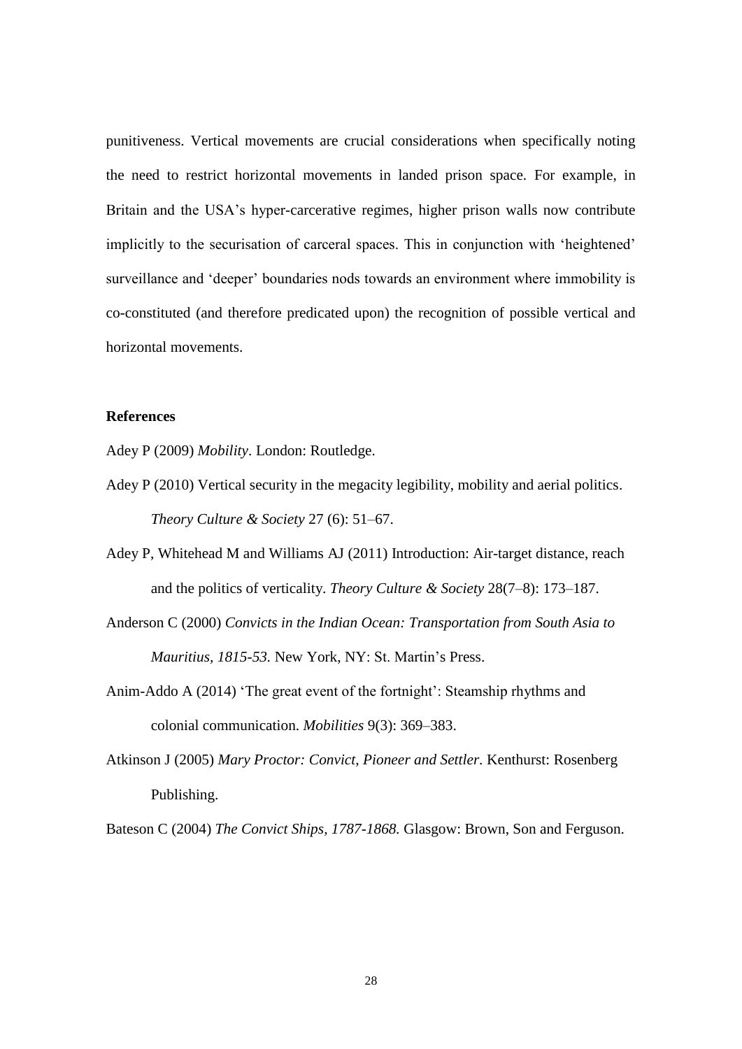punitiveness. Vertical movements are crucial considerations when specifically noting the need to restrict horizontal movements in landed prison space. For example, in Britain and the USA's hyper-carcerative regimes, higher prison walls now contribute implicitly to the securisation of carceral spaces. This in conjunction with 'heightened' surveillance and 'deeper' boundaries nods towards an environment where immobility is co-constituted (and therefore predicated upon) the recognition of possible vertical and horizontal movements.

**References**

Adey P (2009) *Mobility*. London: Routledge.

Adey P (2010) Vertical security in the megacity legibility, mobility and aerial politics. *Theory Culture & Society* 27 (6): 51–67.

Adey P, Whitehead M and Williams AJ (2011) Introduction: Air-target distance, reach and the politics of verticality. *Theory Culture & Society* 28(7–8): 173–187.

Anderson C (2000) *Convicts in the Indian Ocean: Transportation from South Asia to Mauritius, 1815-53.* New York, NY: St. Martin's Press.

Anim-Addo A (2014) 'The great event of the fortnight': Steamship rhythms and colonial communication. *Mobilities* 9(3): 369–383.

Atkinson J (2005) *Mary Proctor: Convict, Pioneer and Settler.* Kenthurst: Rosenberg Publishing.

Bateson C (2004) *The Convict Ships, 1787-1868.* Glasgow: Brown, Son and Ferguson.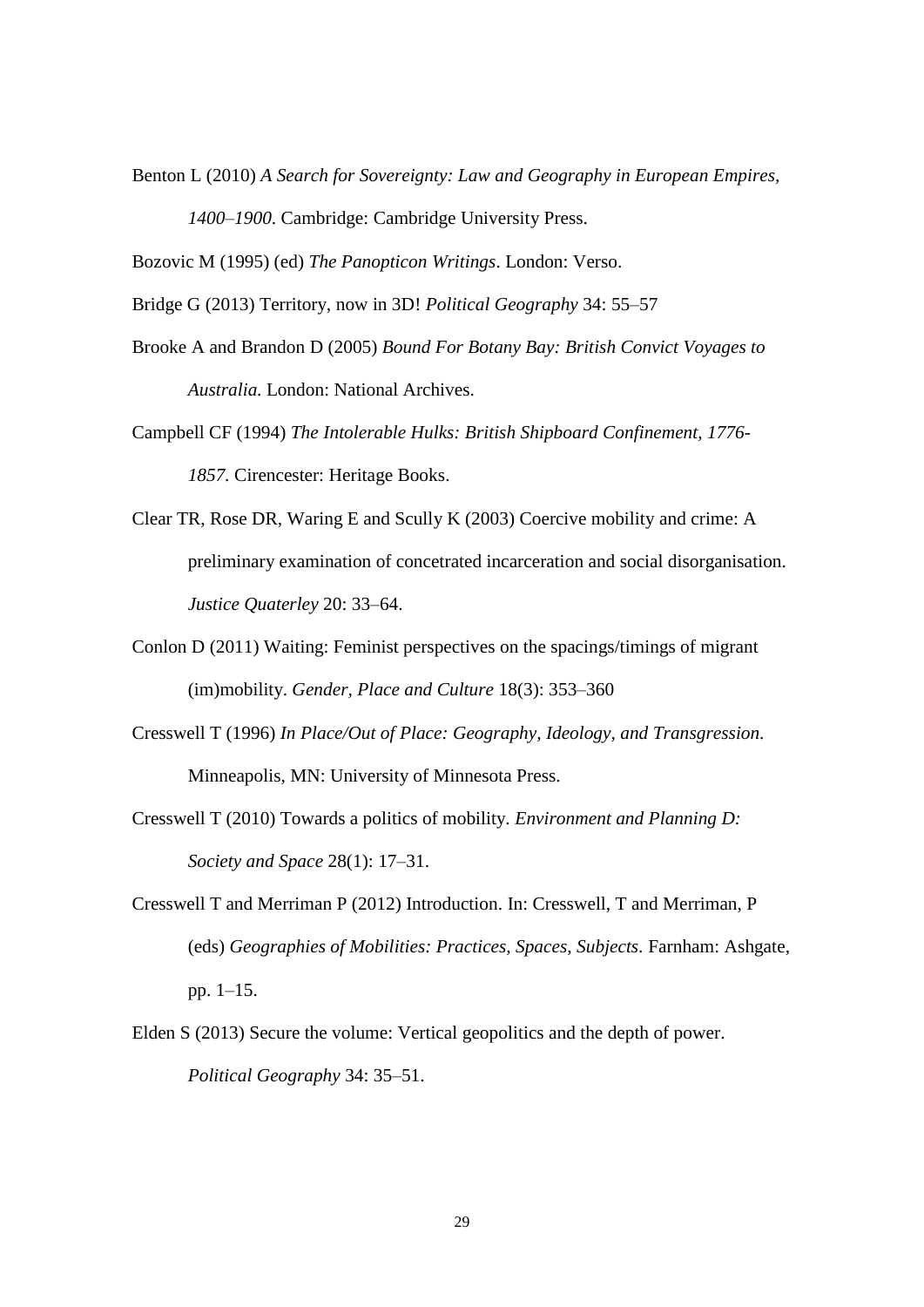Benton L (2010) *A Search for Sovereignty: Law and Geography in European Empires, 1400–1900*. Cambridge: Cambridge University Press.

Bozovic M (1995) (ed) *The Panopticon Writings*. London: Verso.

Bridge G (2013) Territory, now in 3D! *Political Geography* 34: 55–57

Brooke A and Brandon D (2005) *Bound For Botany Bay: British Convict Voyages to Australia.* London: National Archives.

Campbell CF (1994) *The Intolerable Hulks: British Shipboard Confinement, 1776-1857.* Cirencester: Heritage Books.

Clear TR, Rose DR, Waring E and Scully K (2003) Coercive mobility and crime: A preliminary examination of concetrated incarceration and social disorganisation. *Justice Quaterley* 20: 33–64.

Conlon D (2011) Waiting: Feminist perspectives on the spacings/timings of migrant (im)mobility. *Gender, Place and Culture* 18(3): 353–360

Cresswell T (1996) *In Place/Out of Place: Geography, Ideology, and Transgression.* Minneapolis, MN: University of Minnesota Press.

Cresswell T (2010) Towards a politics of mobility. *Environment and Planning D: Society and Space* 28(1): 17–31.

Cresswell T and Merriman P (2012) Introduction. In: Cresswell, T and Merriman, P (eds) *Geographies of Mobilities: Practices, Spaces, Subjects.* Farnham: Ashgate, pp. 1–15.

Elden S (2013) Secure the volume: Vertical geopolitics and the depth of power. *Political Geography* 34: 35–51.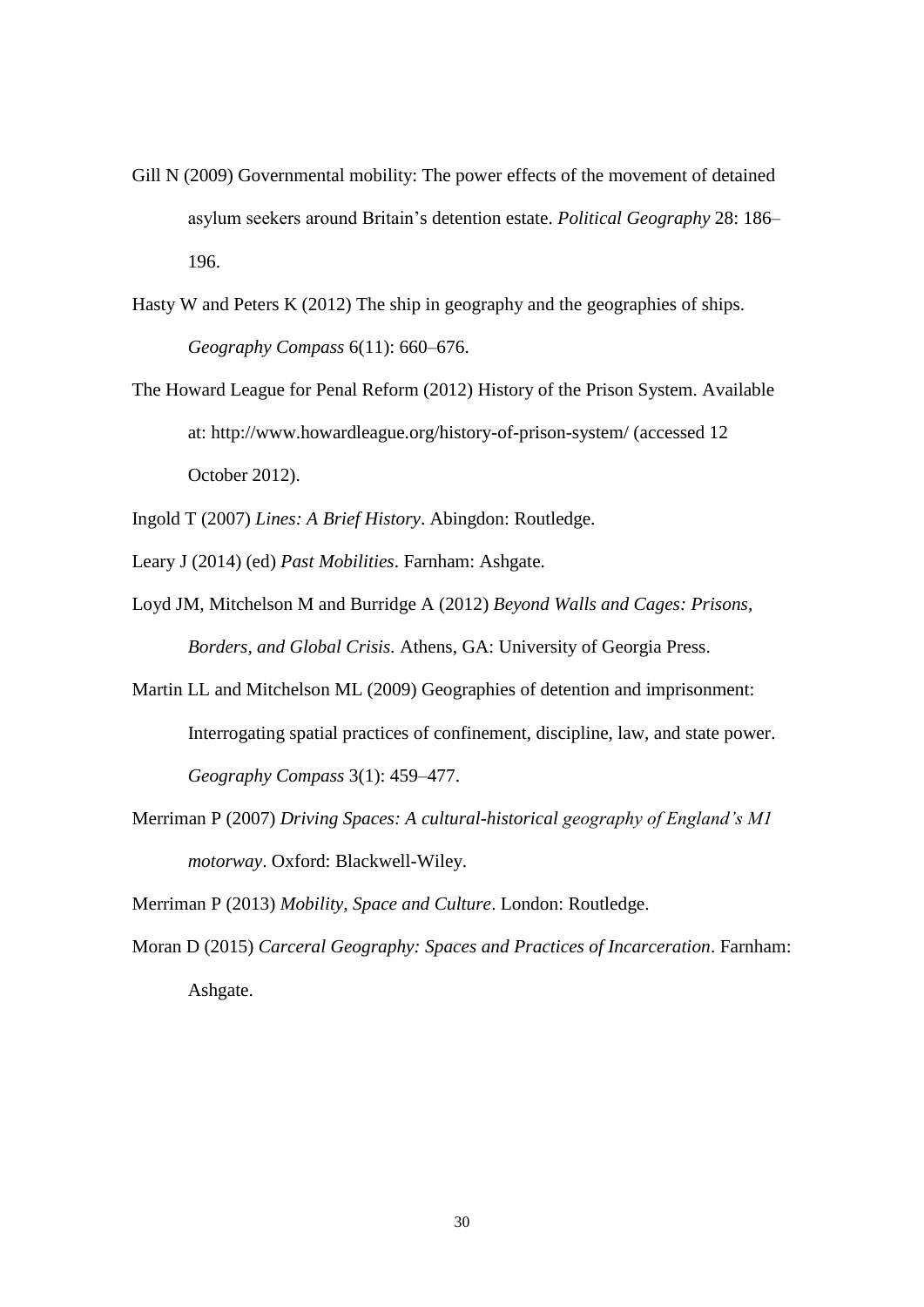Gill N (2009) Governmental mobility: The power effects of the movement of detained asylum seekers around Britain's detention estate. *Political Geography* 28: 186–196.

Hasty W and Peters K (2012) The ship in geography and the geographies of ships. *Geography Compass* 6(11): 660–676.

The Howard League for Penal Reform (2012) History of the Prison System. Available at: http://www.howardleague.org/history-of-prison-system/ (accessed 12 October 2012).

Ingold T (2007) *Lines: A Brief History*. Abingdon: Routledge.

Leary J (2014) (ed) *Past Mobilities*. Farnham: Ashgate.

Loyd JM, Mitchelson M and Burridge A (2012) *Beyond Walls and Cages: Prisons, Borders, and Global Crisis.* Athens, GA: University of Georgia Press.

Martin LL and Mitchelson ML (2009) Geographies of detention and imprisonment: Interrogating spatial practices of confinement, discipline, law, and state power. *Geography Compass* 3(1): 459–477.

Merriman P (2007) *Driving Spaces: A cultural-historical geography of England's M1 motorway*. Oxford: Blackwell-Wiley.

Merriman P (2013) *Mobility, Space and Culture*. London: Routledge.

Moran D (2015) *Carceral Geography: Spaces and Practices of Incarceration*. Farnham: Ashgate.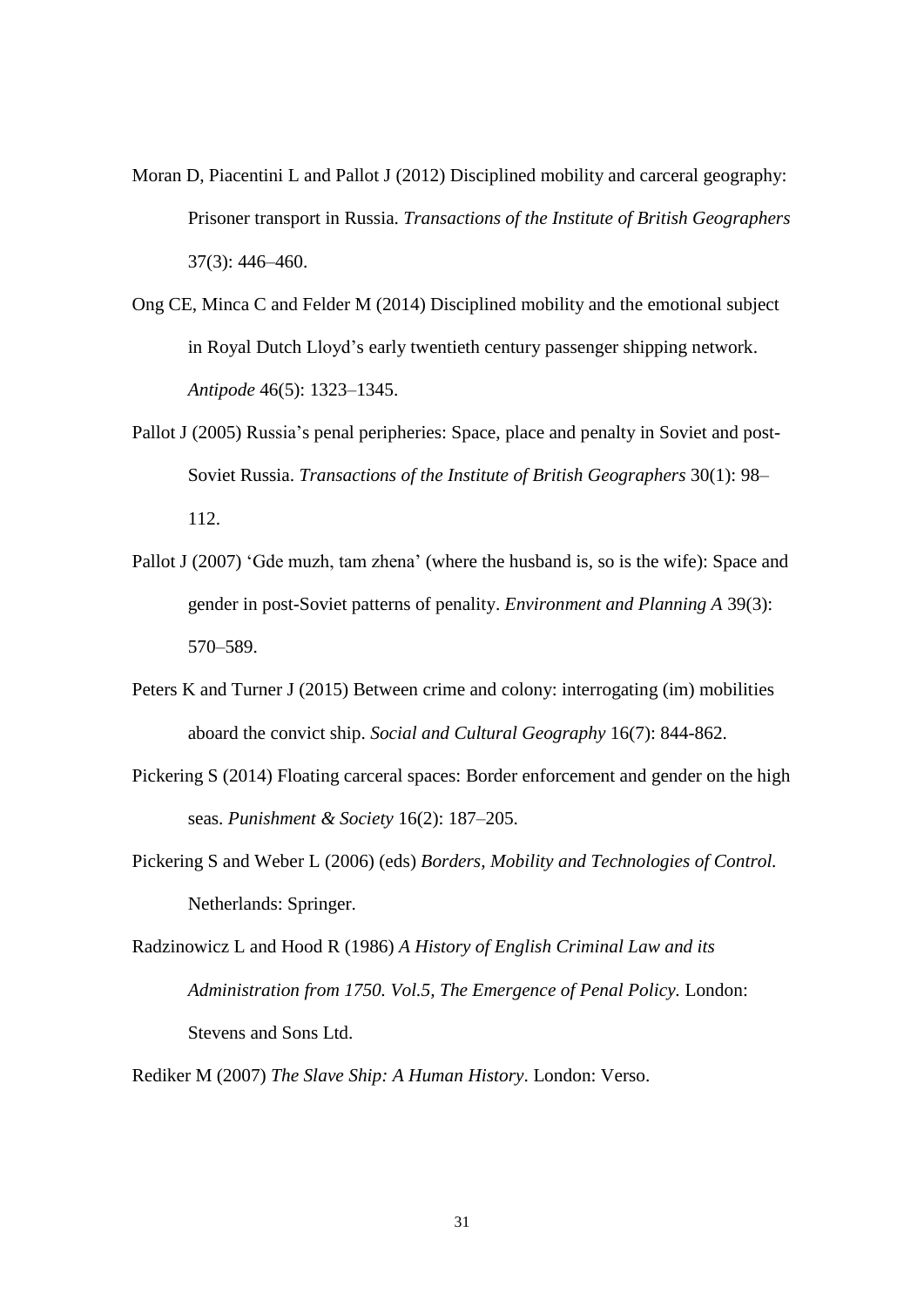Moran D, Piacentini L and Pallot J (2012) Disciplined mobility and carceral geography: Prisoner transport in Russia. *Transactions of the Institute of British Geographers* 37(3): 446–460.

Ong CE, Minca C and Felder M (2014) Disciplined mobility and the emotional subject in Royal Dutch Lloyd's early twentieth century passenger shipping network. *Antipode* 46(5): 1323–1345.

Pallot J (2005) Russia's penal peripheries: Space, place and penalty in Soviet and post-Soviet Russia. *Transactions of the Institute of British Geographers* 30(1): 98–112.

Pallot J (2007) 'Gde muzh, tam zhena' (where the husband is, so is the wife): Space and gender in post-Soviet patterns of penality. *Environment and Planning A* 39(3): 570–589.

Peters K and Turner J (2015) Between crime and colony: interrogating (im) mobilities aboard the convict ship. *Social and Cultural Geography* 16(7): 844-862.

Pickering S (2014) Floating carceral spaces: Border enforcement and gender on the high seas. *Punishment & Society* 16(2): 187–205.

Pickering S and Weber L (2006) (eds) *Borders, Mobility and Technologies of Control.* Netherlands: Springer.

Radzinowicz L and Hood R (1986) *A History of English Criminal Law and its Administration from 1750. Vol.5, The Emergence of Penal Policy.* London: Stevens and Sons Ltd.

Rediker M (2007) *The Slave Ship: A Human History*. London: Verso.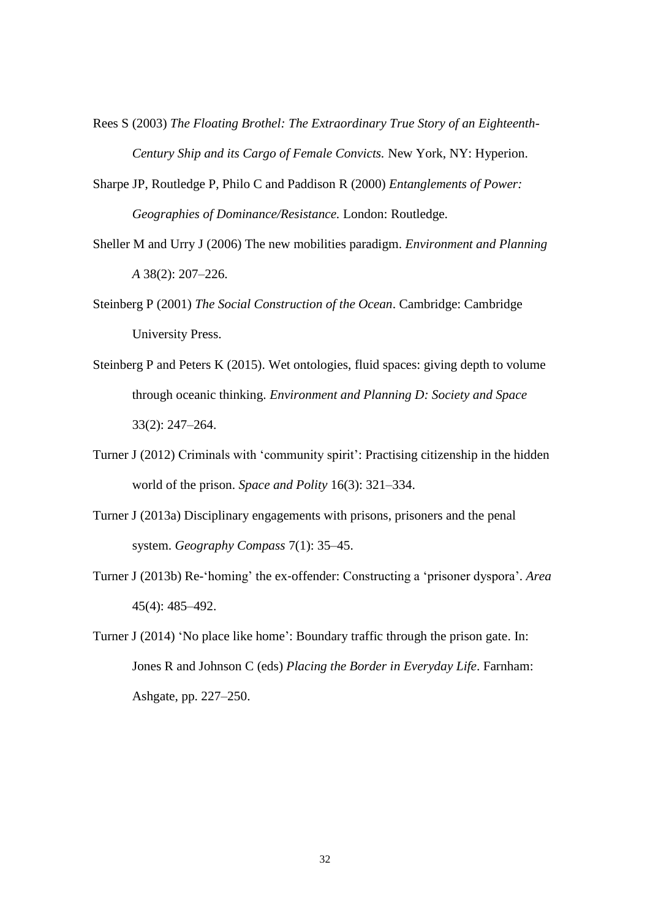Rees S (2003) *The Floating Brothel: The Extraordinary True Story of an Eighteenth-Century Ship and its Cargo of Female Convicts.* New York, NY: Hyperion.

Sharpe JP, Routledge P, Philo C and Paddison R (2000) *Entanglements of Power: Geographies of Dominance/Resistance.* London: Routledge.

Sheller M and Urry J (2006) The new mobilities paradigm. *Environment and Planning A* 38(2): 207–226.

Steinberg P (2001) *The Social Construction of the Ocean*. Cambridge: Cambridge University Press.

Steinberg P and Peters K (2015). Wet ontologies, fluid spaces: giving depth to volume through oceanic thinking. *Environment and Planning D: Society and Space* 33(2): 247–264.

Turner J (2012) Criminals with 'community spirit': Practising citizenship in the hidden world of the prison. *Space and Polity* 16(3): 321–334.

Turner J (2013a) Disciplinary engagements with prisons, prisoners and the penal system. *Geography Compass* 7(1): 35–45.

Turner J (2013b) Re-'homing' the ex-offender: Constructing a 'prisoner dyspora'. *Area* 45(4): 485–492.

Turner J (2014) 'No place like home': Boundary traffic through the prison gate. In: Jones R and Johnson C (eds) *Placing the Border in Everyday Life*. Farnham: Ashgate, pp. 227–250.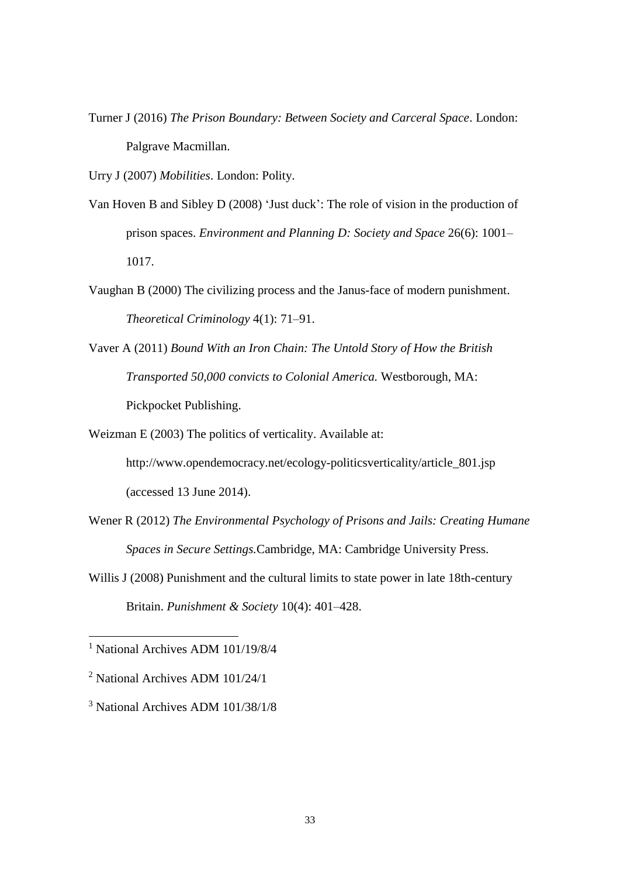Turner J (2016) *The Prison Boundary: Between Society and Carceral Space*. London: Palgrave Macmillan.

Urry J (2007) *Mobilities*. London: Polity.

Van Hoven B and Sibley D (2008) 'Just duck': The role of vision in the production of prison spaces. *Environment and Planning D: Society and Space* 26(6): 1001–1017.

Vaughan B (2000) The civilizing process and the Janus-face of modern punishment. *Theoretical Criminology* 4(1): 71–91.

Vaver A (2011) *Bound With an Iron Chain: The Untold Story of How the British Transported 50,000 convicts to Colonial America.* Westborough, MA: Pickpocket Publishing.

Weizman E (2003) The politics of verticality. Available at: http://www.opendemocracy.net/ecology-politicsverticality/article_801.jsp (accessed 13 June 2014).

Wener R (2012) *The Environmental Psychology of Prisons and Jails: Creating Humane Spaces in Secure Settings.*Cambridge, MA: Cambridge University Press.

Willis J (2008) Punishment and the cultural limits to state power in late 18th-century Britain. *Punishment & Society* 10(4): 401–428.

---

[1] National Archives ADM 101/19/8/4

[2] National Archives ADM 101/24/1

[3] National Archives ADM 101/38/1/8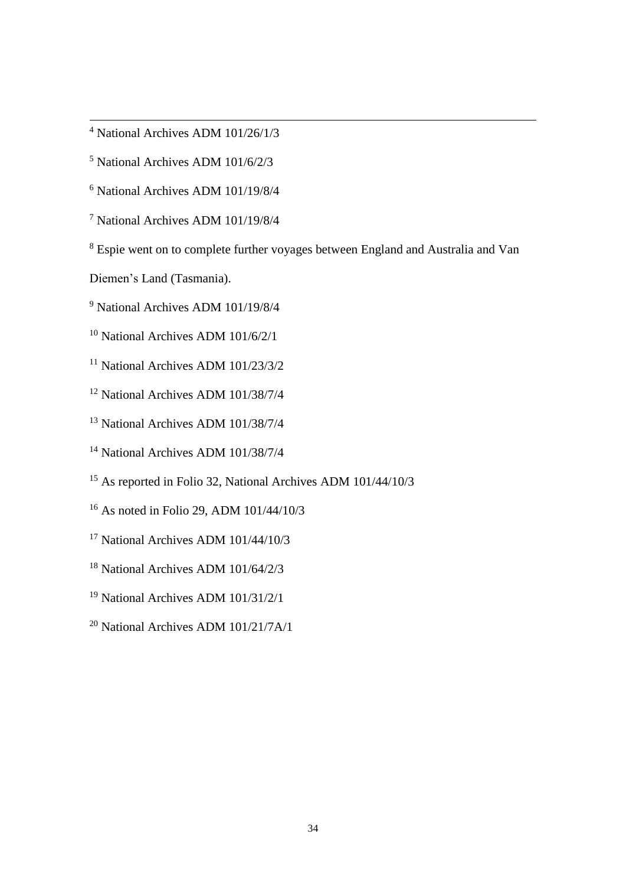[4] National Archives ADM 101/26/1/3

[5] National Archives ADM 101/6/2/3

[6] National Archives ADM 101/19/8/4

[7] National Archives ADM 101/19/8/4

[8] Espie went on to complete further voyages between England and Australia and Van Diemen's Land (Tasmania).

[9] National Archives ADM 101/19/8/4

[10] National Archives ADM 101/6/2/1

[11] National Archives ADM 101/23/3/2

[12] National Archives ADM 101/38/7/4

[13] National Archives ADM 101/38/7/4

[14] National Archives ADM 101/38/7/4

[15] As reported in Folio 32, National Archives ADM 101/44/10/3

[16] As noted in Folio 29, ADM 101/44/10/3

[17] National Archives ADM 101/44/10/3

[18] National Archives ADM 101/64/2/3

[19] National Archives ADM 101/31/2/1

[20] National Archives ADM 101/21/7A/1